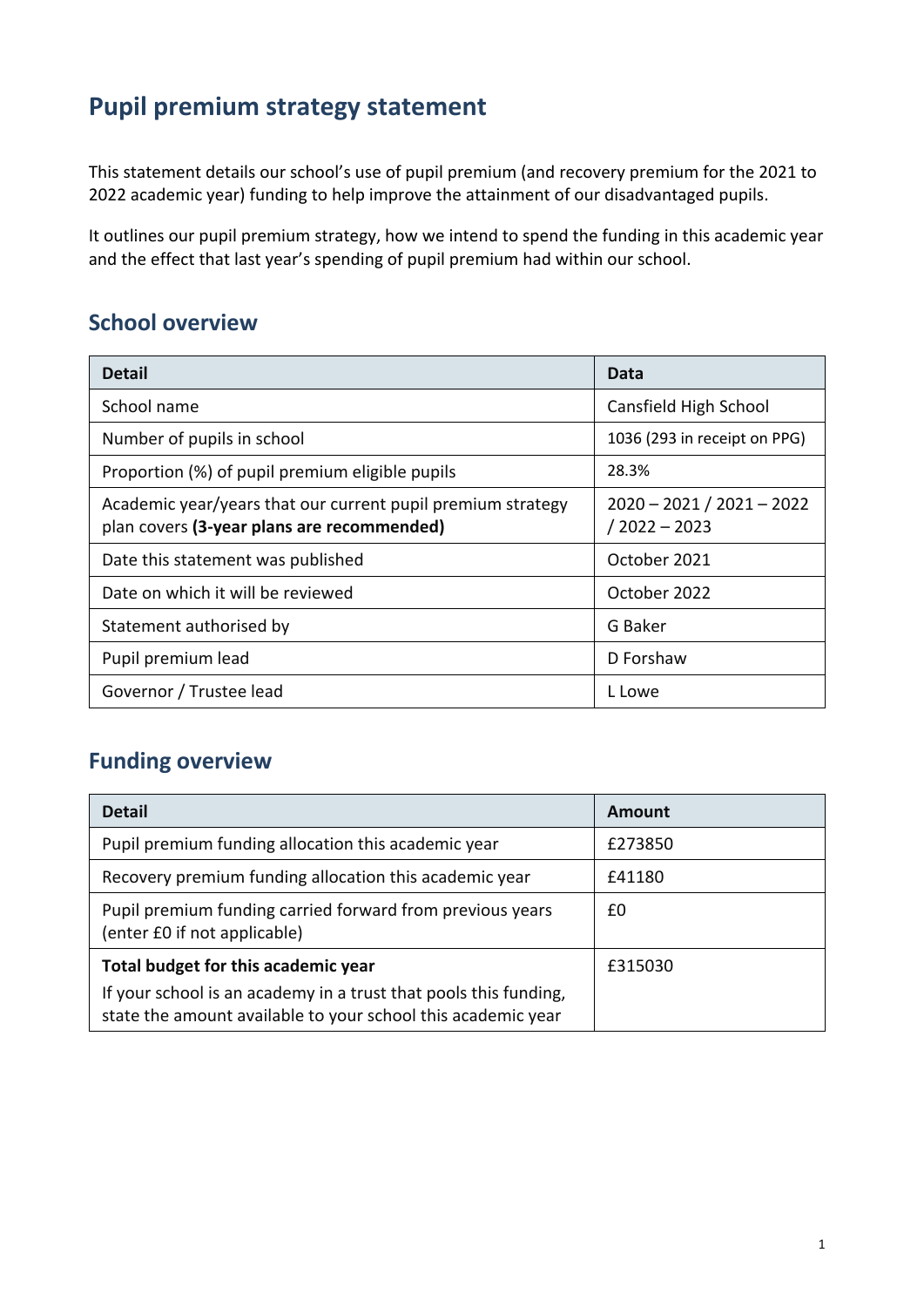# Pupil premium strategy statement

This statement details our school's use of pupil premium (and recovery premium for the 2021 to 2022 academic year) funding to help improve the attainment of our disadvantaged pupils.

It outlines our pupil premium strategy, how we intend to spend the funding in this academic year and the effect that last year's spending of pupil premium had within our school.

## School overview

| Detail | Data |
|---|---|
| School name | Cansfield High School |
| Number of pupils in school | 1036 (293 in receipt on PPG) |
| Proportion (%) of pupil premium eligible pupils | 28.3% |
| Academic year/years that our current pupil premium strategy plan covers **(3-year plans are recommended)** | 2020 – 2021 / 2021 – 2022 / 2022 – 2023 |
| Date this statement was published | October 2021 |
| Date on which it will be reviewed | October 2022 |
| Statement authorised by | G Baker |
| Pupil premium lead | D Forshaw |
| Governor / Trustee lead | L Lowe |

## Funding overview

| Detail | Amount |
|---|---|
| Pupil premium funding allocation this academic year | £273850 |
| Recovery premium funding allocation this academic year | £41180 |
| Pupil premium funding carried forward from previous years (enter £0 if not applicable) | £0 |
| **Total budget for this academic year**<br>If your school is an academy in a trust that pools this funding, state the amount available to your school this academic year | £315030 |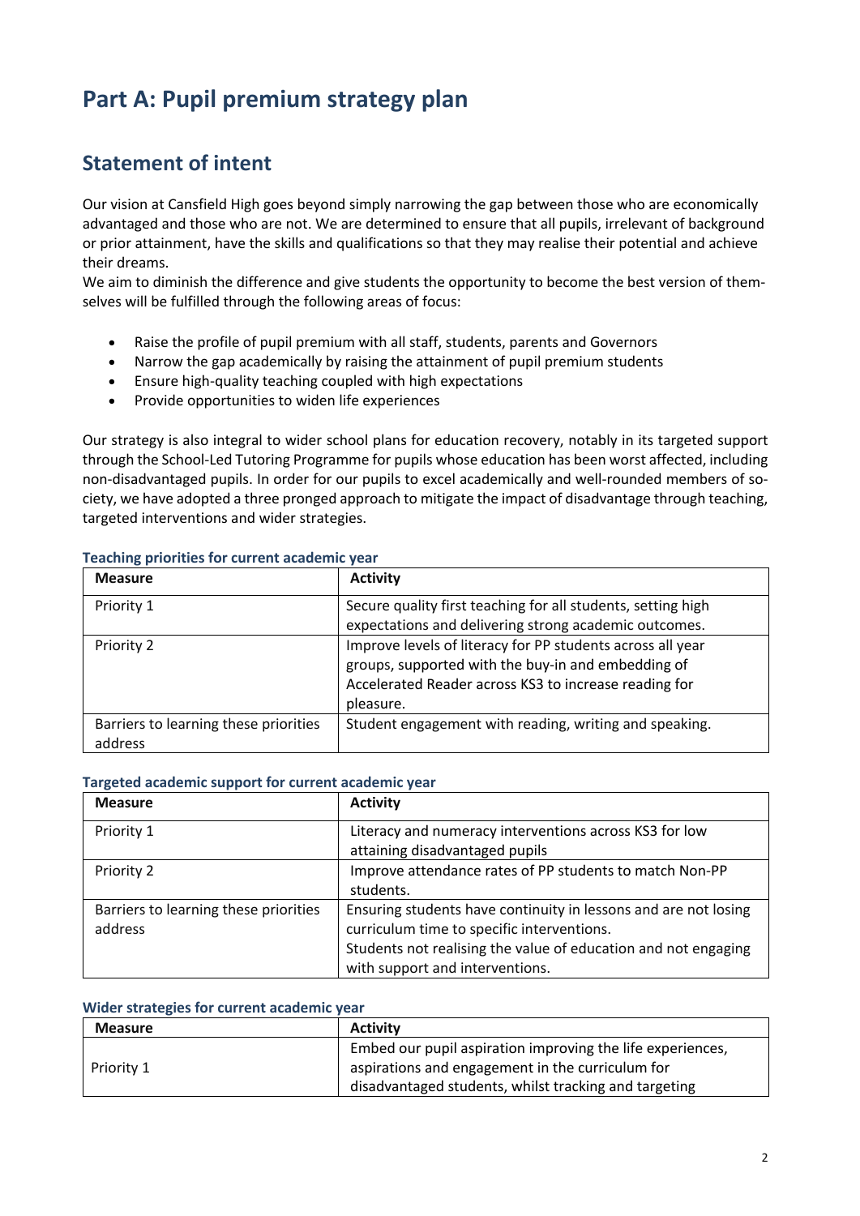# Part A: Pupil premium strategy plan

## Statement of intent

Our vision at Cansfield High goes beyond simply narrowing the gap between those who are economically advantaged and those who are not. We are determined to ensure that all pupils, irrelevant of background or prior attainment, have the skills and qualifications so that they may realise their potential and achieve their dreams.
We aim to diminish the difference and give students the opportunity to become the best version of themselves will be fulfilled through the following areas of focus:

- Raise the profile of pupil premium with all staff, students, parents and Governors
- Narrow the gap academically by raising the attainment of pupil premium students
- Ensure high-quality teaching coupled with high expectations
- Provide opportunities to widen life experiences

Our strategy is also integral to wider school plans for education recovery, notably in its targeted support through the School-Led Tutoring Programme for pupils whose education has been worst affected, including non-disadvantaged pupils. In order for our pupils to excel academically and well-rounded members of society, we have adopted a three pronged approach to mitigate the impact of disadvantage through teaching, targeted interventions and wider strategies.

### Teaching priorities for current academic year

| Measure | Activity |
|---|---|
| Priority 1 | Secure quality first teaching for all students, setting high expectations and delivering strong academic outcomes. |
| Priority 2 | Improve levels of literacy for PP students across all year groups, supported with the buy-in and embedding of Accelerated Reader across KS3 to increase reading for pleasure. |
| Barriers to learning these priorities address | Student engagement with reading, writing and speaking. |

### Targeted academic support for current academic year

| Measure | Activity |
|---|---|
| Priority 1 | Literacy and numeracy interventions across KS3 for low attaining disadvantaged pupils |
| Priority 2 | Improve attendance rates of PP students to match Non-PP students. |
| Barriers to learning these priorities address | Ensuring students have continuity in lessons and are not losing curriculum time to specific interventions.<br>Students not realising the value of education and not engaging with support and interventions. |

### Wider strategies for current academic year

| Measure | Activity |
|---|---|
| Priority 1 | Embed our pupil aspiration improving the life experiences, aspirations and engagement in the curriculum for disadvantaged students, whilst tracking and targeting |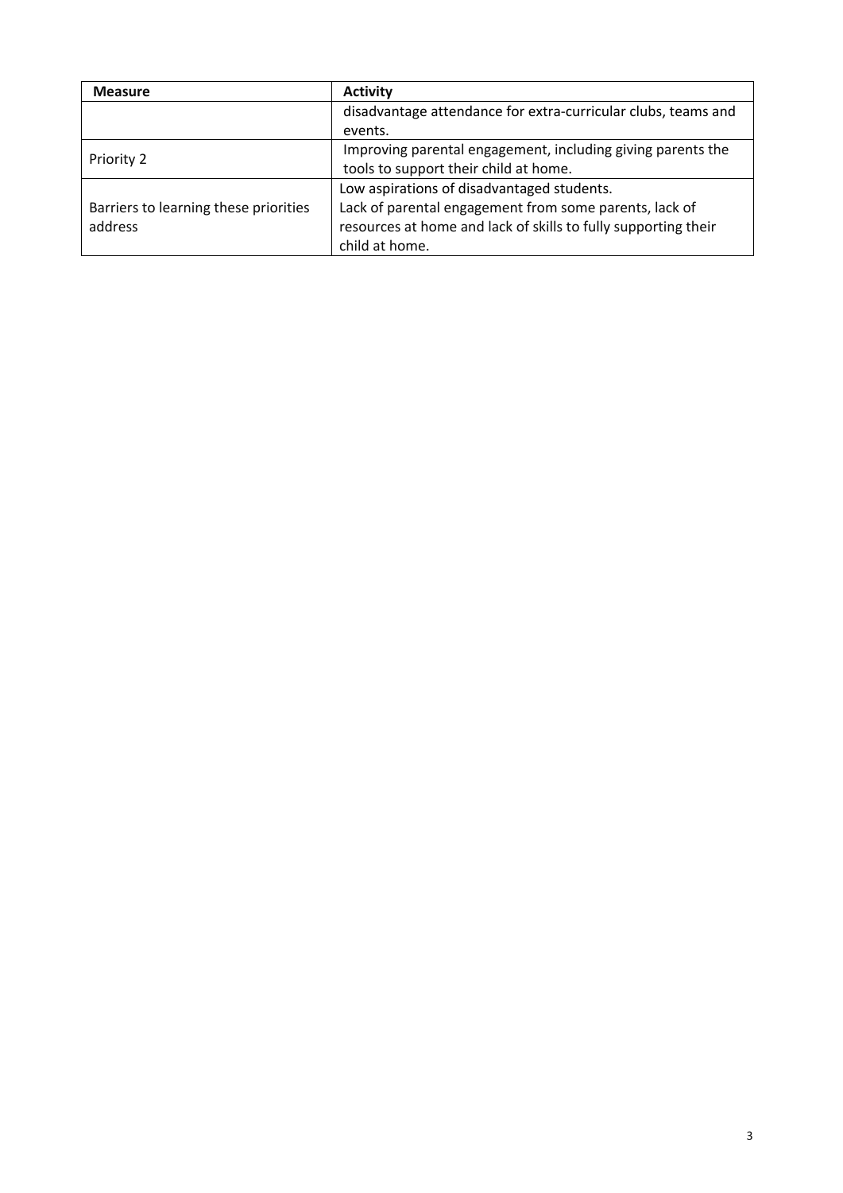| Measure | Activity |
| --- | --- |
| | disadvantage attendance for extra-curricular clubs, teams and events. |
| Priority 2 | Improving parental engagement, including giving parents the tools to support their child at home. |
| Barriers to learning these priorities address | Low aspirations of disadvantaged students.<br>Lack of parental engagement from some parents, lack of resources at home and lack of skills to fully supporting their child at home. |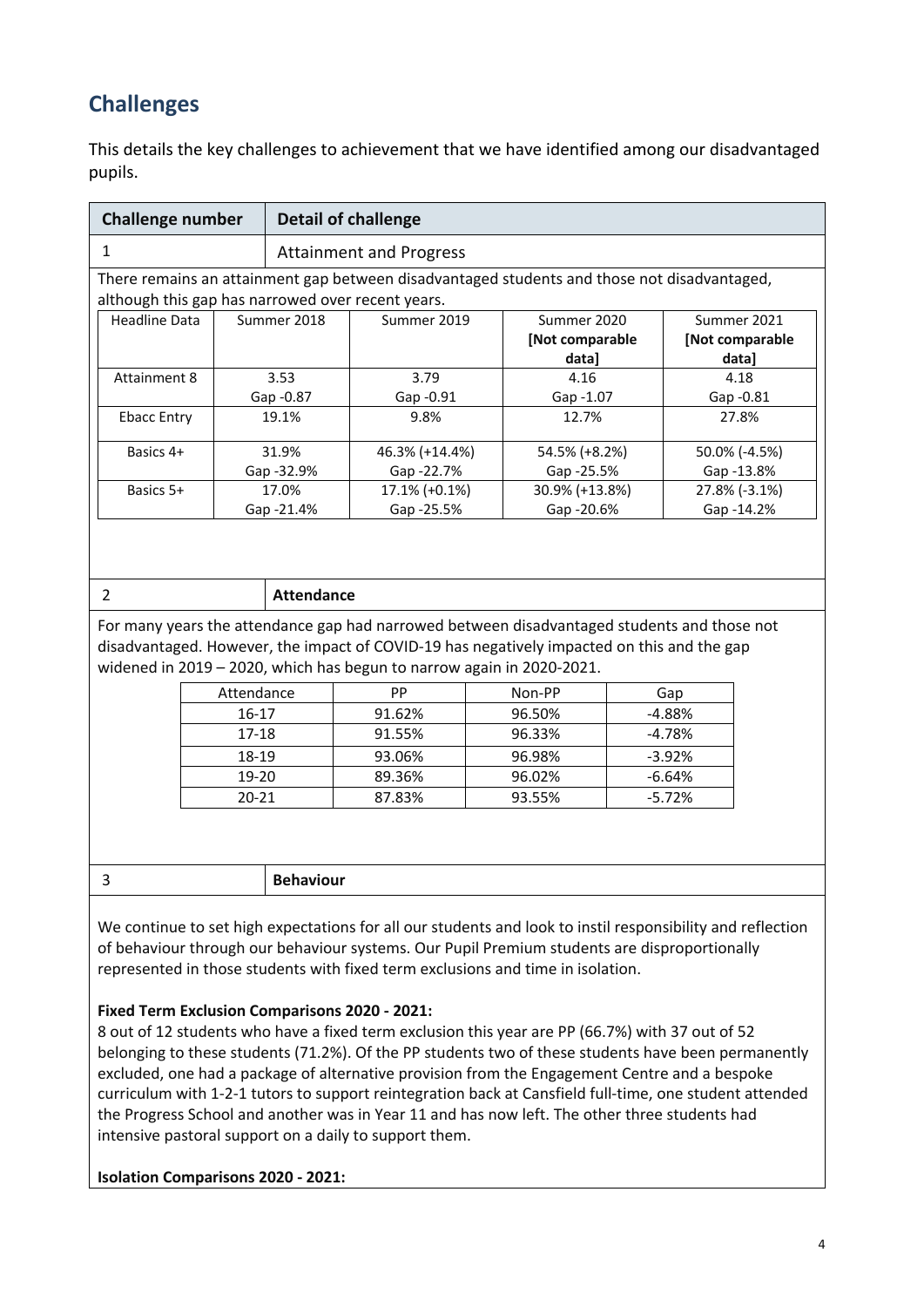## Challenges

This details the key challenges to achievement that we have identified among our disadvantaged pupils.

| Challenge number | Detail of challenge |
| --- | --- |
| 1 | Attainment and Progress |

There remains an attainment gap between disadvantaged students and those not disadvantaged, although this gap has narrowed over recent years.

| Headline Data | Summer 2018 | Summer 2019 | Summer 2020 **[Not comparable data]** | Summer 2021 **[Not comparable data]** |
| --- | --- | --- | --- | --- |
| Attainment 8 | 3.53<br>Gap -0.87 | 3.79<br>Gap -0.91 | 4.16<br>Gap -1.07 | 4.18<br>Gap -0.81 |
| Ebacc Entry | 19.1% | 9.8% | 12.7% | 27.8% |
| Basics 4+ | 31.9%<br>Gap -32.9% | 46.3% (+14.4%)<br>Gap -22.7% | 54.5% (+8.2%)<br>Gap -25.5% | 50.0% (-4.5%)<br>Gap -13.8% |
| Basics 5+ | 17.0%<br>Gap -21.4% | 17.1% (+0.1%)<br>Gap -25.5% | 30.9% (+13.8%)<br>Gap -20.6% | 27.8% (-3.1%)<br>Gap -14.2% |

| 2 | **Attendance** |
| --- | --- |

For many years the attendance gap had narrowed between disadvantaged students and those not disadvantaged. However, the impact of COVID-19 has negatively impacted on this and the gap widened in 2019 – 2020, which has begun to narrow again in 2020-2021.

| Attendance | PP | Non-PP | Gap |
| --- | --- | --- | --- |
| 16-17 | 91.62% | 96.50% | -4.88% |
| 17-18 | 91.55% | 96.33% | -4.78% |
| 18-19 | 93.06% | 96.98% | -3.92% |
| 19-20 | 89.36% | 96.02% | -6.64% |
| 20-21 | 87.83% | 93.55% | -5.72% |

| 3 | **Behaviour** |
| --- | --- |

We continue to set high expectations for all our students and look to instil responsibility and reflection of behaviour through our behaviour systems. Our Pupil Premium students are disproportionally represented in those students with fixed term exclusions and time in isolation.

**Fixed Term Exclusion Comparisons 2020 - 2021:**

8 out of 12 students who have a fixed term exclusion this year are PP (66.7%) with 37 out of 52 belonging to these students (71.2%). Of the PP students two of these students have been permanently excluded, one had a package of alternative provision from the Engagement Centre and a bespoke curriculum with 1-2-1 tutors to support reintegration back at Cansfield full-time, one student attended the Progress School and another was in Year 11 and has now left. The other three students had intensive pastoral support on a daily to support them.

**Isolation Comparisons 2020 - 2021:**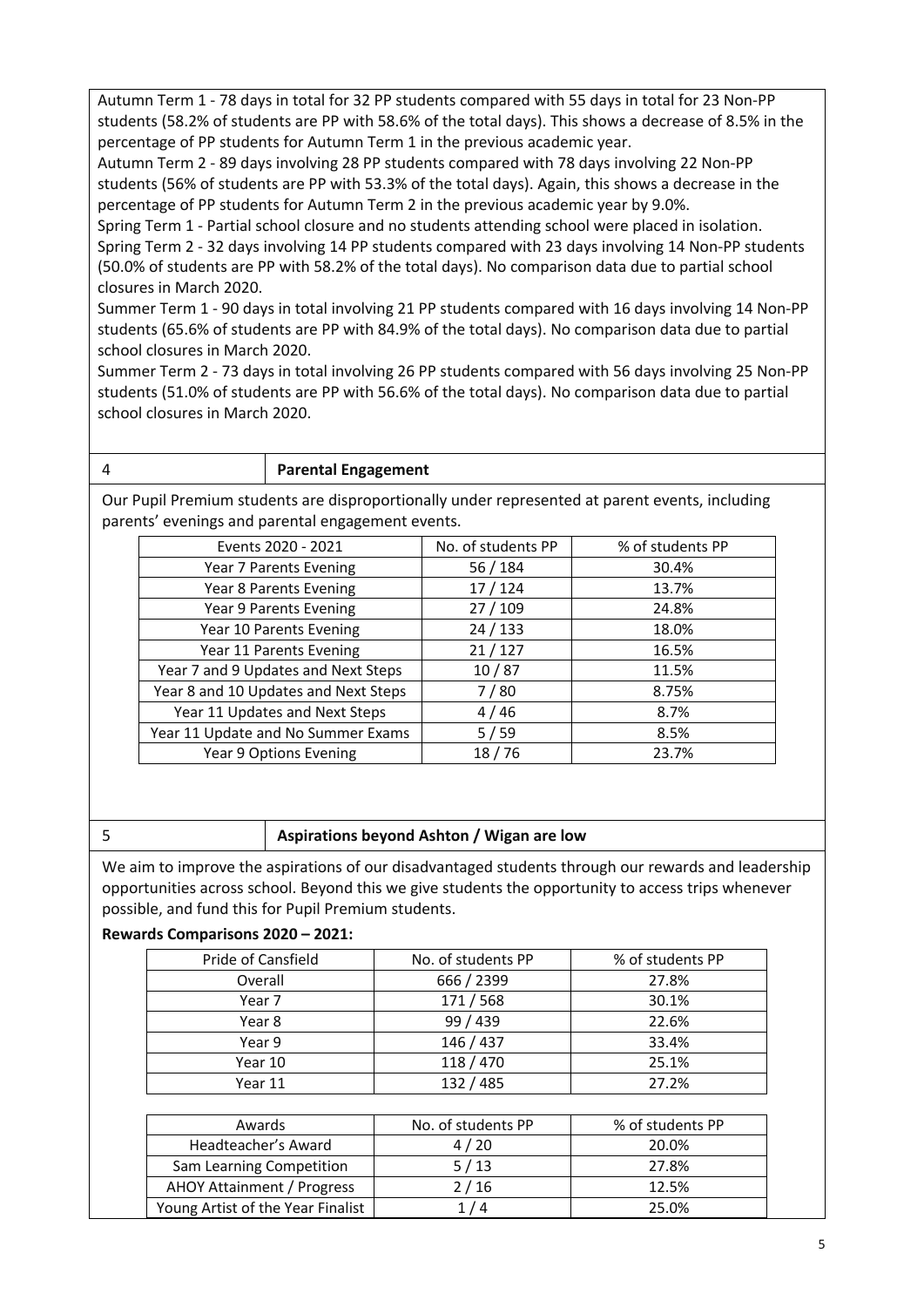Autumn Term 1 - 78 days in total for 32 PP students compared with 55 days in total for 23 Non-PP students (58.2% of students are PP with 58.6% of the total days). This shows a decrease of 8.5% in the percentage of PP students for Autumn Term 1 in the previous academic year.

Autumn Term 2 - 89 days involving 28 PP students compared with 78 days involving 22 Non-PP students (56% of students are PP with 53.3% of the total days). Again, this shows a decrease in the percentage of PP students for Autumn Term 2 in the previous academic year by 9.0%.

Spring Term 1 - Partial school closure and no students attending school were placed in isolation.

Spring Term 2 - 32 days involving 14 PP students compared with 23 days involving 14 Non-PP students (50.0% of students are PP with 58.2% of the total days). No comparison data due to partial school closures in March 2020.

Summer Term 1 - 90 days in total involving 21 PP students compared with 16 days involving 14 Non-PP students (65.6% of students are PP with 84.9% of the total days). No comparison data due to partial school closures in March 2020.

Summer Term 2 - 73 days in total involving 26 PP students compared with 56 days involving 25 Non-PP students (51.0% of students are PP with 56.6% of the total days). No comparison data due to partial school closures in March 2020.

| 4 | **Parental Engagement** |
|---|---|

Our Pupil Premium students are disproportionally under represented at parent events, including parents' evenings and parental engagement events.

| Events 2020 - 2021 | No. of students PP | % of students PP |
|---|---|---|
| Year 7 Parents Evening | 56 / 184 | 30.4% |
| Year 8 Parents Evening | 17 / 124 | 13.7% |
| Year 9 Parents Evening | 27 / 109 | 24.8% |
| Year 10 Parents Evening | 24 / 133 | 18.0% |
| Year 11 Parents Evening | 21 / 127 | 16.5% |
| Year 7 and 9 Updates and Next Steps | 10 / 87 | 11.5% |
| Year 8 and 10 Updates and Next Steps | 7 / 80 | 8.75% |
| Year 11 Updates and Next Steps | 4 / 46 | 8.7% |
| Year 11 Update and No Summer Exams | 5 / 59 | 8.5% |
| Year 9 Options Evening | 18 / 76 | 23.7% |

| 5 | **Aspirations beyond Ashton / Wigan are low** |
|---|---|

We aim to improve the aspirations of our disadvantaged students through our rewards and leadership opportunities across school. Beyond this we give students the opportunity to access trips whenever possible, and fund this for Pupil Premium students.

**Rewards Comparisons 2020 – 2021:**

| Pride of Cansfield | No. of students PP | % of students PP |
|---|---|---|
| Overall | 666 / 2399 | 27.8% |
| Year 7 | 171 / 568 | 30.1% |
| Year 8 | 99 / 439 | 22.6% |
| Year 9 | 146 / 437 | 33.4% |
| Year 10 | 118 / 470 | 25.1% |
| Year 11 | 132 / 485 | 27.2% |

| Awards | No. of students PP | % of students PP |
|---|---|---|
| Headteacher's Award | 4 / 20 | 20.0% |
| Sam Learning Competition | 5 / 13 | 27.8% |
| AHOY Attainment / Progress | 2 / 16 | 12.5% |
| Young Artist of the Year Finalist | 1 / 4 | 25.0% |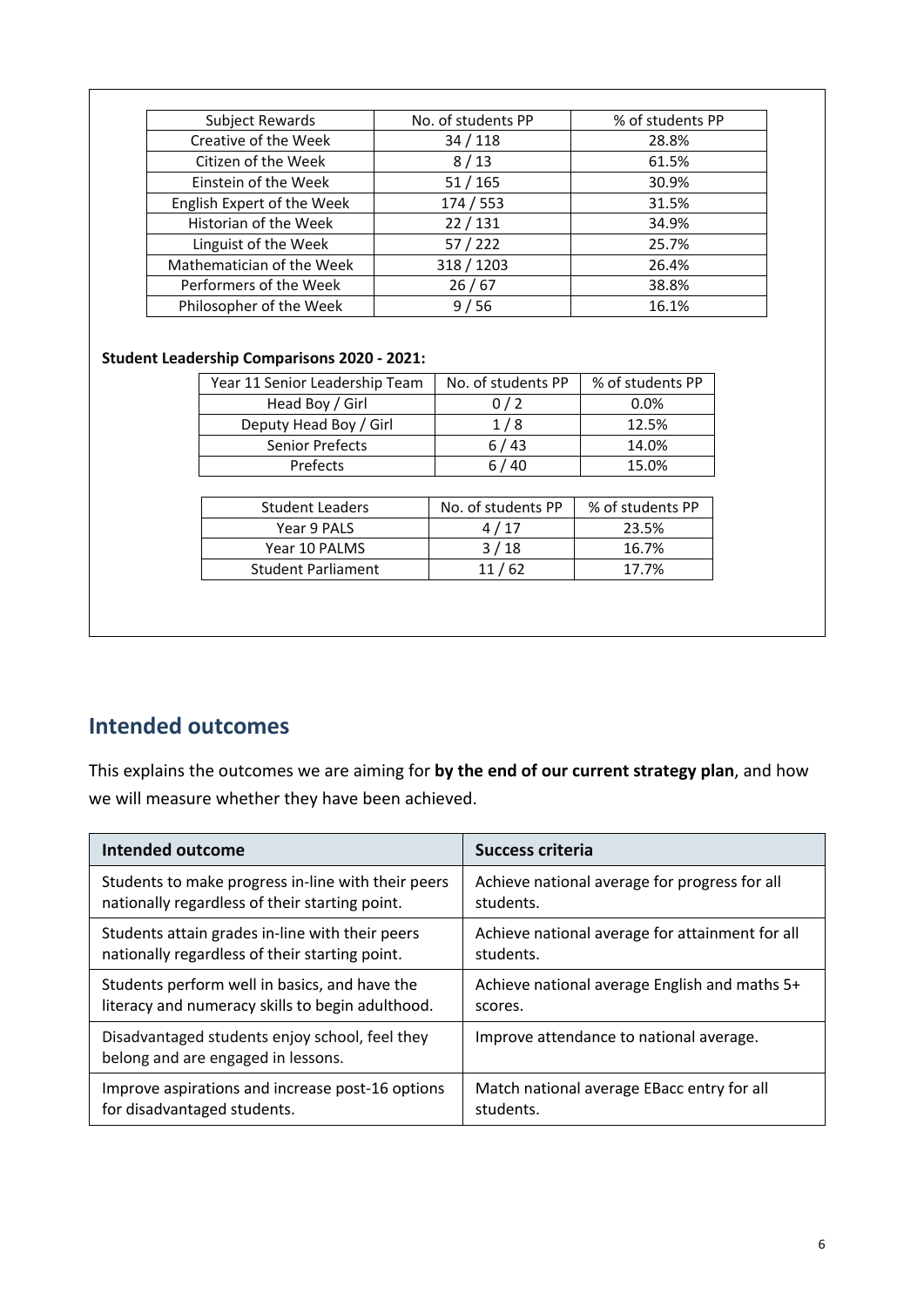| Subject Rewards | No. of students PP | % of students PP |
|---|---|---|
| Creative of the Week | 34 / 118 | 28.8% |
| Citizen of the Week | 8 / 13 | 61.5% |
| Einstein of the Week | 51 / 165 | 30.9% |
| English Expert of the Week | 174 / 553 | 31.5% |
| Historian of the Week | 22 / 131 | 34.9% |
| Linguist of the Week | 57 / 222 | 25.7% |
| Mathematician of the Week | 318 / 1203 | 26.4% |
| Performers of the Week | 26 / 67 | 38.8% |
| Philosopher of the Week | 9 / 56 | 16.1% |

**Student Leadership Comparisons 2020 - 2021:**

| Year 11 Senior Leadership Team | No. of students PP | % of students PP |
|---|---|---|
| Head Boy / Girl | 0 / 2 | 0.0% |
| Deputy Head Boy / Girl | 1 / 8 | 12.5% |
| Senior Prefects | 6 / 43 | 14.0% |
| Prefects | 6 / 40 | 15.0% |

| Student Leaders | No. of students PP | % of students PP |
|---|---|---|
| Year 9 PALS | 4 / 17 | 23.5% |
| Year 10 PALMS | 3 / 18 | 16.7% |
| Student Parliament | 11 / 62 | 17.7% |

## Intended outcomes

This explains the outcomes we are aiming for **by the end of our current strategy plan**, and how we will measure whether they have been achieved.

| Intended outcome | Success criteria |
|---|---|
| Students to make progress in-line with their peers nationally regardless of their starting point. | Achieve national average for progress for all students. |
| Students attain grades in-line with their peers nationally regardless of their starting point. | Achieve national average for attainment for all students. |
| Students perform well in basics, and have the literacy and numeracy skills to begin adulthood. | Achieve national average English and maths 5+ scores. |
| Disadvantaged students enjoy school, feel they belong and are engaged in lessons. | Improve attendance to national average. |
| Improve aspirations and increase post-16 options for disadvantaged students. | Match national average EBacc entry for all students. |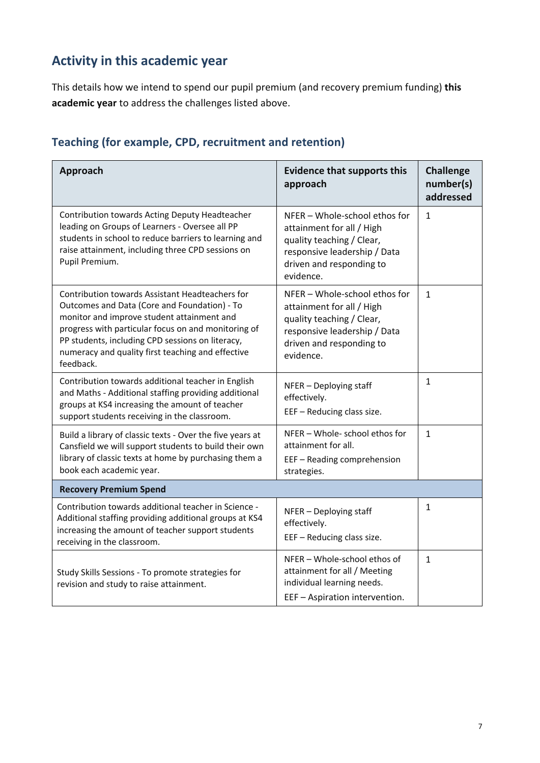## Activity in this academic year

This details how we intend to spend our pupil premium (and recovery premium funding) **this academic year** to address the challenges listed above.

### Teaching (for example, CPD, recruitment and retention)

| Approach | Evidence that supports this approach | Challenge number(s) addressed |
|---|---|---|
| Contribution towards Acting Deputy Headteacher leading on Groups of Learners - Oversee all PP students in school to reduce barriers to learning and raise attainment, including three CPD sessions on Pupil Premium. | NFER – Whole-school ethos for attainment for all / High quality teaching / Clear, responsive leadership / Data driven and responding to evidence. | 1 |
| Contribution towards Assistant Headteachers for Outcomes and Data (Core and Foundation) - To monitor and improve student attainment and progress with particular focus on and monitoring of PP students, including CPD sessions on literacy, numeracy and quality first teaching and effective feedback. | NFER – Whole-school ethos for attainment for all / High quality teaching / Clear, responsive leadership / Data driven and responding to evidence. | 1 |
| Contribution towards additional teacher in English and Maths - Additional staffing providing additional groups at KS4 increasing the amount of teacher support students receiving in the classroom. | NFER – Deploying staff effectively.<br>EEF – Reducing class size. | 1 |
| Build a library of classic texts - Over the five years at Cansfield we will support students to build their own library of classic texts at home by purchasing them a book each academic year. | NFER – Whole- school ethos for attainment for all.<br>EEF – Reading comprehension strategies. | 1 |
| **Recovery Premium Spend** | | |
| Contribution towards additional teacher in Science - Additional staffing providing additional groups at KS4 increasing the amount of teacher support students receiving in the classroom. | NFER – Deploying staff effectively.<br>EEF – Reducing class size. | 1 |
| Study Skills Sessions - To promote strategies for revision and study to raise attainment. | NFER – Whole-school ethos of attainment for all / Meeting individual learning needs.<br>EEF – Aspiration intervention. | 1 |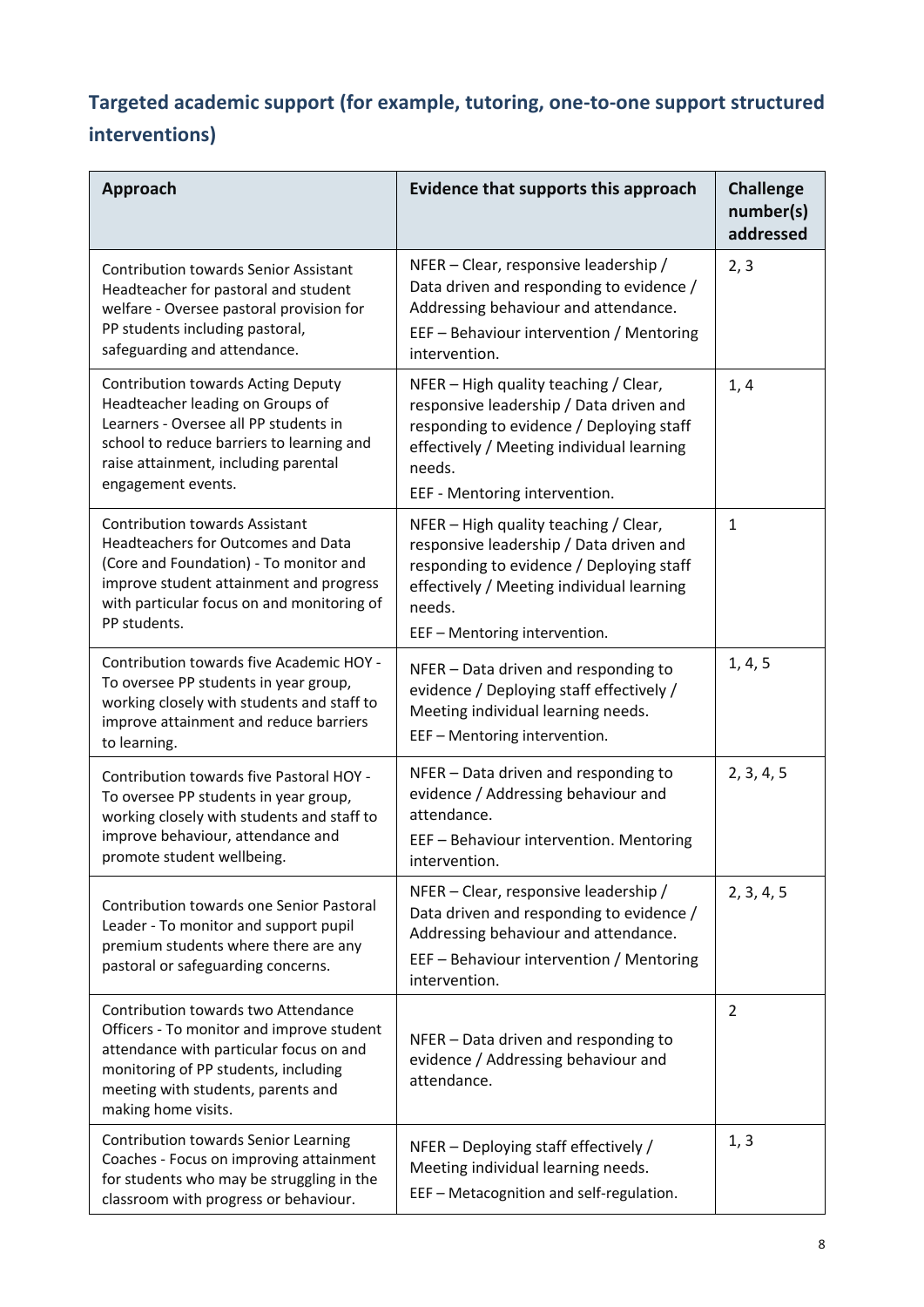## Targeted academic support (for example, tutoring, one-to-one support structured interventions)

| Approach | Evidence that supports this approach | Challenge number(s) addressed |
|---|---|---|
| Contribution towards Senior Assistant Headteacher for pastoral and student welfare - Oversee pastoral provision for PP students including pastoral, safeguarding and attendance. | NFER – Clear, responsive leadership / Data driven and responding to evidence / Addressing behaviour and attendance.<br>EEF – Behaviour intervention / Mentoring intervention. | 2, 3 |
| Contribution towards Acting Deputy Headteacher leading on Groups of Learners - Oversee all PP students in school to reduce barriers to learning and raise attainment, including parental engagement events. | NFER – High quality teaching / Clear, responsive leadership / Data driven and responding to evidence / Deploying staff effectively / Meeting individual learning needs.<br>EEF - Mentoring intervention. | 1, 4 |
| Contribution towards Assistant Headteachers for Outcomes and Data (Core and Foundation) - To monitor and improve student attainment and progress with particular focus on and monitoring of PP students. | NFER – High quality teaching / Clear, responsive leadership / Data driven and responding to evidence / Deploying staff effectively / Meeting individual learning needs.<br>EEF – Mentoring intervention. | 1 |
| Contribution towards five Academic HOY - To oversee PP students in year group, working closely with students and staff to improve attainment and reduce barriers to learning. | NFER – Data driven and responding to evidence / Deploying staff effectively / Meeting individual learning needs.<br>EEF – Mentoring intervention. | 1, 4, 5 |
| Contribution towards five Pastoral HOY - To oversee PP students in year group, working closely with students and staff to improve behaviour, attendance and promote student wellbeing. | NFER – Data driven and responding to evidence / Addressing behaviour and attendance.<br>EEF – Behaviour intervention. Mentoring intervention. | 2, 3, 4, 5 |
| Contribution towards one Senior Pastoral Leader - To monitor and support pupil premium students where there are any pastoral or safeguarding concerns. | NFER – Clear, responsive leadership / Data driven and responding to evidence / Addressing behaviour and attendance.<br>EEF – Behaviour intervention / Mentoring intervention. | 2, 3, 4, 5 |
| Contribution towards two Attendance Officers - To monitor and improve student attendance with particular focus on and monitoring of PP students, including meeting with students, parents and making home visits. | NFER – Data driven and responding to evidence / Addressing behaviour and attendance. | 2 |
| Contribution towards Senior Learning Coaches - Focus on improving attainment for students who may be struggling in the classroom with progress or behaviour. | NFER – Deploying staff effectively / Meeting individual learning needs.<br>EEF – Metacognition and self-regulation. | 1, 3 |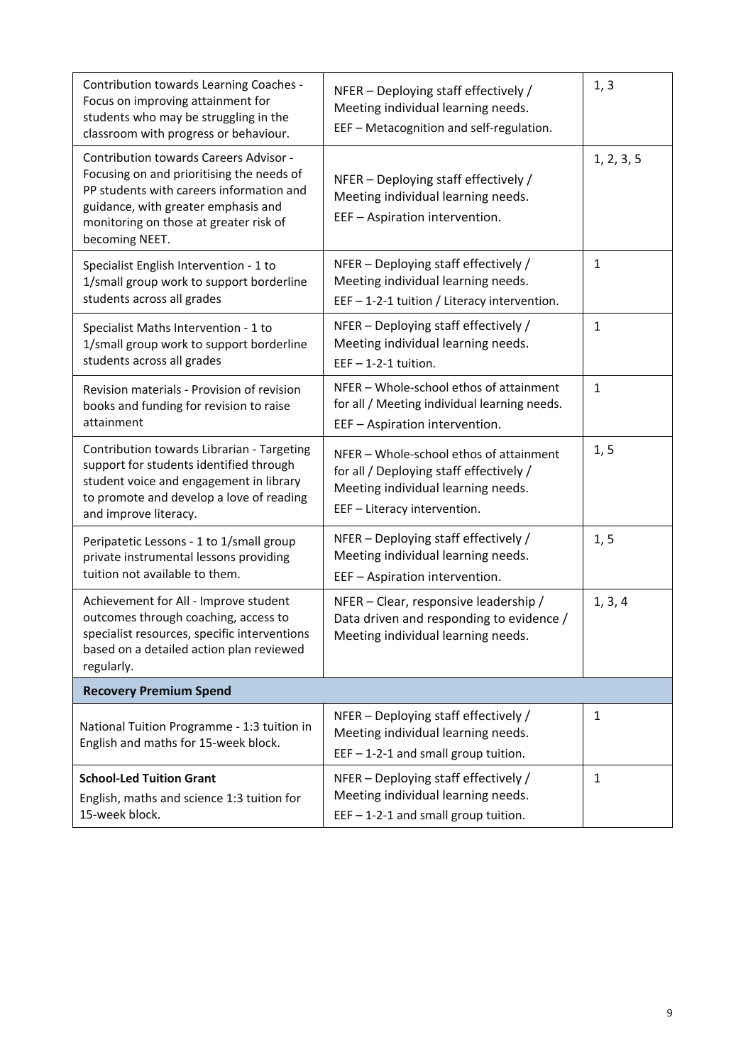| | | |
|---|---|---|
| Contribution towards Learning Coaches - Focus on improving attainment for students who may be struggling in the classroom with progress or behaviour. | NFER – Deploying staff effectively / Meeting individual learning needs.<br>EEF – Metacognition and self-regulation. | 1, 3 |
| Contribution towards Careers Advisor - Focusing on and prioritising the needs of PP students with careers information and guidance, with greater emphasis and monitoring on those at greater risk of becoming NEET. | NFER – Deploying staff effectively / Meeting individual learning needs.<br>EEF – Aspiration intervention. | 1, 2, 3, 5 |
| Specialist English Intervention - 1 to 1/small group work to support borderline students across all grades | NFER – Deploying staff effectively / Meeting individual learning needs.<br>EEF – 1-2-1 tuition / Literacy intervention. | 1 |
| Specialist Maths Intervention - 1 to 1/small group work to support borderline students across all grades | NFER – Deploying staff effectively / Meeting individual learning needs.<br>EEF – 1-2-1 tuition. | 1 |
| Revision materials - Provision of revision books and funding for revision to raise attainment | NFER – Whole-school ethos of attainment for all / Meeting individual learning needs.<br>EEF – Aspiration intervention. | 1 |
| Contribution towards Librarian - Targeting support for students identified through student voice and engagement in library to promote and develop a love of reading and improve literacy. | NFER – Whole-school ethos of attainment for all / Deploying staff effectively / Meeting individual learning needs.<br>EEF – Literacy intervention. | 1, 5 |
| Peripatetic Lessons - 1 to 1/small group private instrumental lessons providing tuition not available to them. | NFER – Deploying staff effectively / Meeting individual learning needs.<br>EEF – Aspiration intervention. | 1, 5 |
| Achievement for All - Improve student outcomes through coaching, access to specialist resources, specific interventions based on a detailed action plan reviewed regularly. | NFER – Clear, responsive leadership / Data driven and responding to evidence / Meeting individual learning needs. | 1, 3, 4 |
| **Recovery Premium Spend** | | |
| National Tuition Programme - 1:3 tuition in English and maths for 15-week block. | NFER – Deploying staff effectively / Meeting individual learning needs.<br>EEF – 1-2-1 and small group tuition. | 1 |
| **School-Led Tuition Grant**<br>English, maths and science 1:3 tuition for 15-week block. | NFER – Deploying staff effectively / Meeting individual learning needs.<br>EEF – 1-2-1 and small group tuition. | 1 |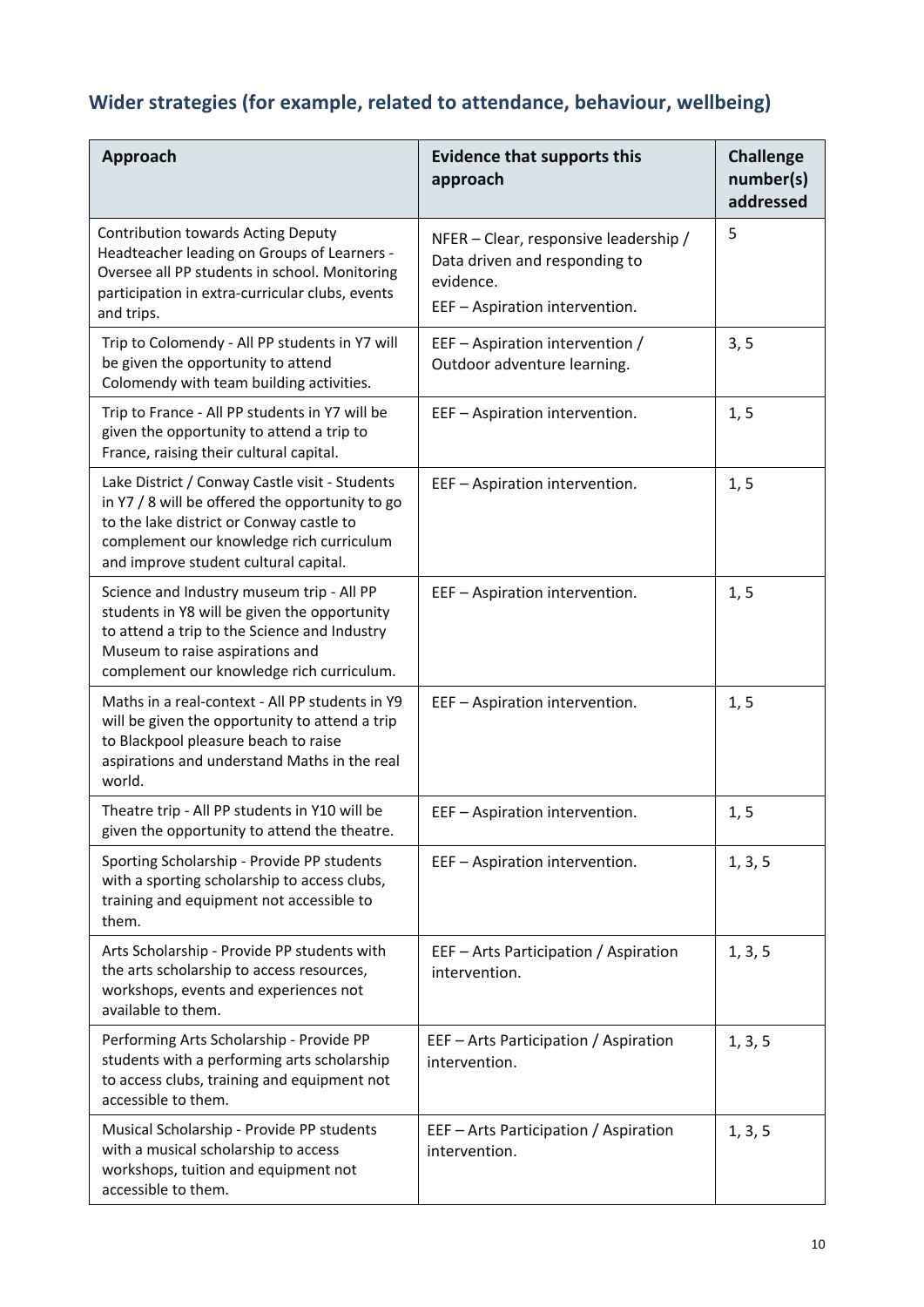## Wider strategies (for example, related to attendance, behaviour, wellbeing)

| Approach | Evidence that supports this approach | Challenge number(s) addressed |
|---|---|---|
| Contribution towards Acting Deputy Headteacher leading on Groups of Learners - Oversee all PP students in school. Monitoring participation in extra-curricular clubs, events and trips. | NFER – Clear, responsive leadership / Data driven and responding to evidence.<br><br>EEF – Aspiration intervention. | 5 |
| Trip to Colomendy - All PP students in Y7 will be given the opportunity to attend Colomendy with team building activities. | EEF – Aspiration intervention / Outdoor adventure learning. | 3, 5 |
| Trip to France - All PP students in Y7 will be given the opportunity to attend a trip to France, raising their cultural capital. | EEF – Aspiration intervention. | 1, 5 |
| Lake District / Conway Castle visit - Students in Y7 / 8 will be offered the opportunity to go to the lake district or Conway castle to complement our knowledge rich curriculum and improve student cultural capital. | EEF – Aspiration intervention. | 1, 5 |
| Science and Industry museum trip - All PP students in Y8 will be given the opportunity to attend a trip to the Science and Industry Museum to raise aspirations and complement our knowledge rich curriculum. | EEF – Aspiration intervention. | 1, 5 |
| Maths in a real-context - All PP students in Y9 will be given the opportunity to attend a trip to Blackpool pleasure beach to raise aspirations and understand Maths in the real world. | EEF – Aspiration intervention. | 1, 5 |
| Theatre trip - All PP students in Y10 will be given the opportunity to attend the theatre. | EEF – Aspiration intervention. | 1, 5 |
| Sporting Scholarship - Provide PP students with a sporting scholarship to access clubs, training and equipment not accessible to them. | EEF – Aspiration intervention. | 1, 3, 5 |
| Arts Scholarship - Provide PP students with the arts scholarship to access resources, workshops, events and experiences not available to them. | EEF – Arts Participation / Aspiration intervention. | 1, 3, 5 |
| Performing Arts Scholarship - Provide PP students with a performing arts scholarship to access clubs, training and equipment not accessible to them. | EEF – Arts Participation / Aspiration intervention. | 1, 3, 5 |
| Musical Scholarship - Provide PP students with a musical scholarship to access workshops, tuition and equipment not accessible to them. | EEF – Arts Participation / Aspiration intervention. | 1, 3, 5 |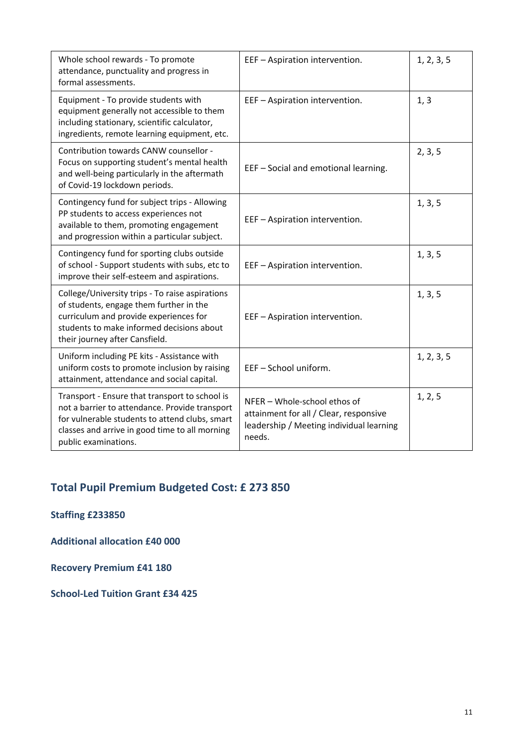| | | |
|---|---|---|
| Whole school rewards - To promote attendance, punctuality and progress in formal assessments. | EEF – Aspiration intervention. | 1, 2, 3, 5 |
| Equipment - To provide students with equipment generally not accessible to them including stationary, scientific calculator, ingredients, remote learning equipment, etc. | EEF – Aspiration intervention. | 1, 3 |
| Contribution towards CANW counsellor - Focus on supporting student's mental health and well-being particularly in the aftermath of Covid-19 lockdown periods. | EEF – Social and emotional learning. | 2, 3, 5 |
| Contingency fund for subject trips - Allowing PP students to access experiences not available to them, promoting engagement and progression within a particular subject. | EEF – Aspiration intervention. | 1, 3, 5 |
| Contingency fund for sporting clubs outside of school - Support students with subs, etc to improve their self-esteem and aspirations. | EEF – Aspiration intervention. | 1, 3, 5 |
| College/University trips - To raise aspirations of students, engage them further in the curriculum and provide experiences for students to make informed decisions about their journey after Cansfield. | EEF – Aspiration intervention. | 1, 3, 5 |
| Uniform including PE kits - Assistance with uniform costs to promote inclusion by raising attainment, attendance and social capital. | EEF – School uniform. | 1, 2, 3, 5 |
| Transport - Ensure that transport to school is not a barrier to attendance. Provide transport for vulnerable students to attend clubs, smart classes and arrive in good time to all morning public examinations. | NFER – Whole-school ethos of attainment for all / Clear, responsive leadership / Meeting individual learning needs. | 1, 2, 5 |

## Total Pupil Premium Budgeted Cost: £ 273 850

**Staffing £233850**

**Additional allocation £40 000**

**Recovery Premium £41 180**

**School-Led Tuition Grant £34 425**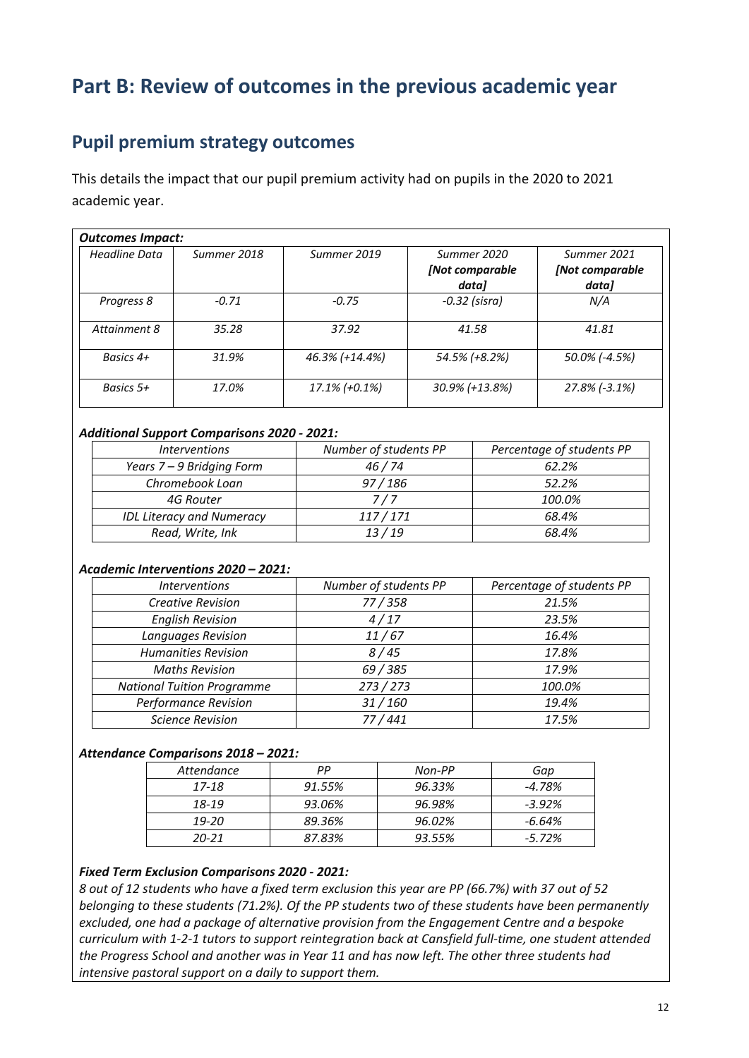# Part B: Review of outcomes in the previous academic year

## Pupil premium strategy outcomes

This details the impact that our pupil premium activity had on pupils in the 2020 to 2021 academic year.

***Outcomes Impact:***

| *Headline Data* | *Summer 2018* | *Summer 2019* | *Summer 2020 [Not comparable data]* | *Summer 2021 [Not comparable data]* |
|---|---|---|---|---|
| *Progress 8* | *-0.71* | *-0.75* | *-0.32 (sisra)* | *N/A* |
| *Attainment 8* | *35.28* | *37.92* | *41.58* | *41.81* |
| *Basics 4+* | *31.9%* | *46.3% (+14.4%)* | *54.5% (+8.2%)* | *50.0% (-4.5%)* |
| *Basics 5+* | *17.0%* | *17.1% (+0.1%)* | *30.9% (+13.8%)* | *27.8% (-3.1%)* |

***Additional Support Comparisons 2020 - 2021:***

| *Interventions* | *Number of students PP* | *Percentage of students PP* |
|---|---|---|
| *Years 7 – 9 Bridging Form* | *46 / 74* | *62.2%* |
| *Chromebook Loan* | *97 / 186* | *52.2%* |
| *4G Router* | *7 / 7* | *100.0%* |
| *IDL Literacy and Numeracy* | *117 / 171* | *68.4%* |
| *Read, Write, Ink* | *13 / 19* | *68.4%* |

***Academic Interventions 2020 – 2021:***

| *Interventions* | *Number of students PP* | *Percentage of students PP* |
|---|---|---|
| *Creative Revision* | *77 / 358* | *21.5%* |
| *English Revision* | *4 / 17* | *23.5%* |
| *Languages Revision* | *11 / 67* | *16.4%* |
| *Humanities Revision* | *8 / 45* | *17.8%* |
| *Maths Revision* | *69 / 385* | *17.9%* |
| *National Tuition Programme* | *273 / 273* | *100.0%* |
| *Performance Revision* | *31 / 160* | *19.4%* |
| *Science Revision* | *77 / 441* | *17.5%* |

***Attendance Comparisons 2018 – 2021:***

| *Attendance* | *PP* | *Non-PP* | *Gap* |
|---|---|---|---|
| *17-18* | *91.55%* | *96.33%* | *-4.78%* |
| *18-19* | *93.06%* | *96.98%* | *-3.92%* |
| *19-20* | *89.36%* | *96.02%* | *-6.64%* |
| *20-21* | *87.83%* | *93.55%* | *-5.72%* |

***Fixed Term Exclusion Comparisons 2020 - 2021:***

*8 out of 12 students who have a fixed term exclusion this year are PP (66.7%) with 37 out of 52 belonging to these students (71.2%). Of the PP students two of these students have been permanently excluded, one had a package of alternative provision from the Engagement Centre and a bespoke curriculum with 1-2-1 tutors to support reintegration back at Cansfield full-time, one student attended the Progress School and another was in Year 11 and has now left. The other three students had intensive pastoral support on a daily to support them.*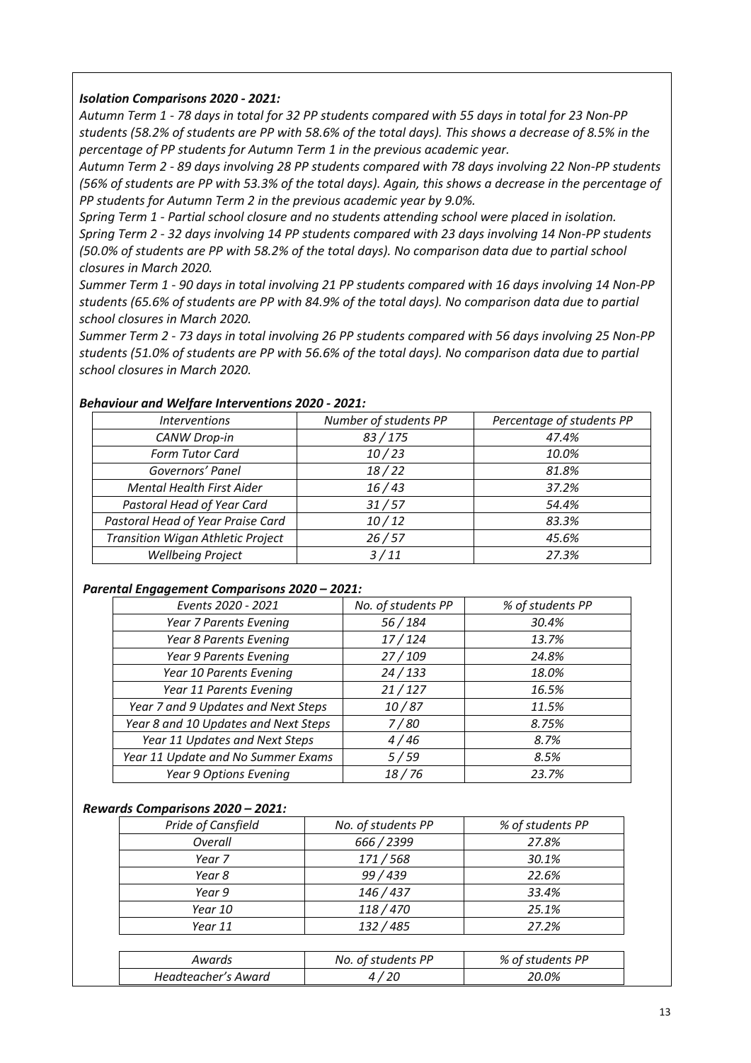***Isolation Comparisons 2020 - 2021:***

*Autumn Term 1 - 78 days in total for 32 PP students compared with 55 days in total for 23 Non-PP students (58.2% of students are PP with 58.6% of the total days). This shows a decrease of 8.5% in the percentage of PP students for Autumn Term 1 in the previous academic year.*

*Autumn Term 2 - 89 days involving 28 PP students compared with 78 days involving 22 Non-PP students (56% of students are PP with 53.3% of the total days). Again, this shows a decrease in the percentage of PP students for Autumn Term 2 in the previous academic year by 9.0%.*

*Spring Term 1 - Partial school closure and no students attending school were placed in isolation.*

*Spring Term 2 - 32 days involving 14 PP students compared with 23 days involving 14 Non-PP students (50.0% of students are PP with 58.2% of the total days). No comparison data due to partial school closures in March 2020.*

*Summer Term 1 - 90 days in total involving 21 PP students compared with 16 days involving 14 Non-PP students (65.6% of students are PP with 84.9% of the total days). No comparison data due to partial school closures in March 2020.*

*Summer Term 2 - 73 days in total involving 26 PP students compared with 56 days involving 25 Non-PP students (51.0% of students are PP with 56.6% of the total days). No comparison data due to partial school closures in March 2020.*

***Behaviour and Welfare Interventions 2020 - 2021:***

| *Interventions* | *Number of students PP* | *Percentage of students PP* |
|---|---|---|
| *CANW Drop-in* | *83 / 175* | *47.4%* |
| *Form Tutor Card* | *10 / 23* | *10.0%* |
| *Governors' Panel* | *18 / 22* | *81.8%* |
| *Mental Health First Aider* | *16 / 43* | *37.2%* |
| *Pastoral Head of Year Card* | *31 / 57* | *54.4%* |
| *Pastoral Head of Year Praise Card* | *10 / 12* | *83.3%* |
| *Transition Wigan Athletic Project* | *26 / 57* | *45.6%* |
| *Wellbeing Project* | *3 / 11* | *27.3%* |

***Parental Engagement Comparisons 2020 – 2021:***

| *Events 2020 - 2021* | *No. of students PP* | *% of students PP* |
|---|---|---|
| *Year 7 Parents Evening* | *56 / 184* | *30.4%* |
| *Year 8 Parents Evening* | *17 / 124* | *13.7%* |
| *Year 9 Parents Evening* | *27 / 109* | *24.8%* |
| *Year 10 Parents Evening* | *24 / 133* | *18.0%* |
| *Year 11 Parents Evening* | *21 / 127* | *16.5%* |
| *Year 7 and 9 Updates and Next Steps* | *10 / 87* | *11.5%* |
| *Year 8 and 10 Updates and Next Steps* | *7 / 80* | *8.75%* |
| *Year 11 Updates and Next Steps* | *4 / 46* | *8.7%* |
| *Year 11 Update and No Summer Exams* | *5 / 59* | *8.5%* |
| *Year 9 Options Evening* | *18 / 76* | *23.7%* |

***Rewards Comparisons 2020 – 2021:***

| *Pride of Cansfield* | *No. of students PP* | *% of students PP* |
|---|---|---|
| *Overall* | *666 / 2399* | *27.8%* |
| *Year 7* | *171 / 568* | *30.1%* |
| *Year 8* | *99 / 439* | *22.6%* |
| *Year 9* | *146 / 437* | *33.4%* |
| *Year 10* | *118 / 470* | *25.1%* |
| *Year 11* | *132 / 485* | *27.2%* |

| *Awards* | *No. of students PP* | *% of students PP* |
|---|---|---|
| *Headteacher's Award* | *4 / 20* | *20.0%* |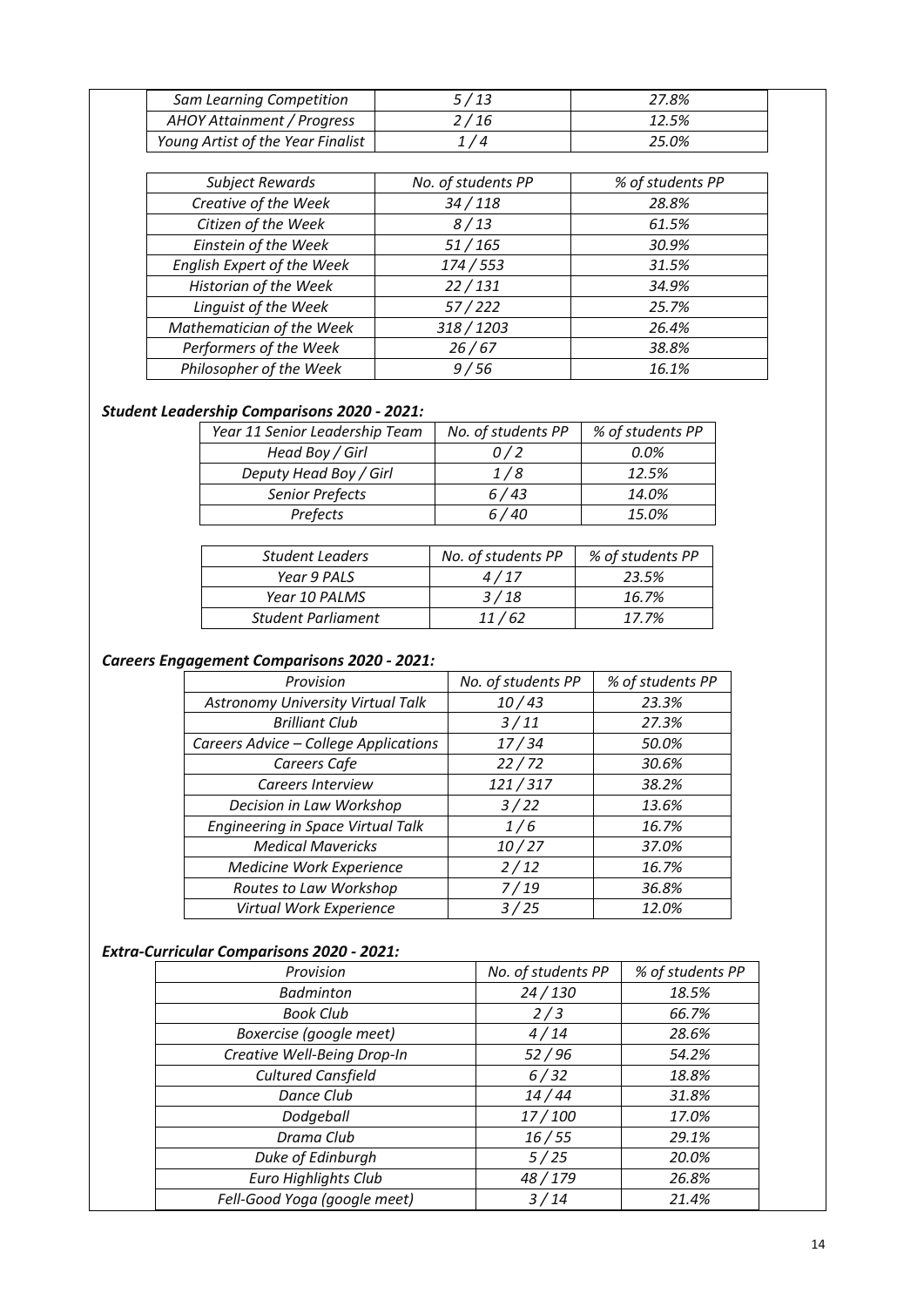| | | |
|---|---|---|
| *Sam Learning Competition* | *5 / 13* | *27.8%* |
| *AHOY Attainment / Progress* | *2 / 16* | *12.5%* |
| *Young Artist of the Year Finalist* | *1 / 4* | *25.0%* |

| *Subject Rewards* | *No. of students PP* | *% of students PP* |
|---|---|---|
| *Creative of the Week* | *34 / 118* | *28.8%* |
| *Citizen of the Week* | *8 / 13* | *61.5%* |
| *Einstein of the Week* | *51 / 165* | *30.9%* |
| *English Expert of the Week* | *174 / 553* | *31.5%* |
| *Historian of the Week* | *22 / 131* | *34.9%* |
| *Linguist of the Week* | *57 / 222* | *25.7%* |
| *Mathematician of the Week* | *318 / 1203* | *26.4%* |
| *Performers of the Week* | *26 / 67* | *38.8%* |
| *Philosopher of the Week* | *9 / 56* | *16.1%* |

***Student Leadership Comparisons 2020 - 2021:***

| *Year 11 Senior Leadership Team* | *No. of students PP* | *% of students PP* |
|---|---|---|
| *Head Boy / Girl* | *0 / 2* | *0.0%* |
| *Deputy Head Boy / Girl* | *1 / 8* | *12.5%* |
| *Senior Prefects* | *6 / 43* | *14.0%* |
| *Prefects* | *6 / 40* | *15.0%* |

| *Student Leaders* | *No. of students PP* | *% of students PP* |
|---|---|---|
| *Year 9 PALS* | *4 / 17* | *23.5%* |
| *Year 10 PALMS* | *3 / 18* | *16.7%* |
| *Student Parliament* | *11 / 62* | *17.7%* |

***Careers Engagement Comparisons 2020 - 2021:***

| *Provision* | *No. of students PP* | *% of students PP* |
|---|---|---|
| *Astronomy University Virtual Talk* | *10 / 43* | *23.3%* |
| *Brilliant Club* | *3 / 11* | *27.3%* |
| *Careers Advice – College Applications* | *17 / 34* | *50.0%* |
| *Careers Cafe* | *22 / 72* | *30.6%* |
| *Careers Interview* | *121 / 317* | *38.2%* |
| *Decision in Law Workshop* | *3 / 22* | *13.6%* |
| *Engineering in Space Virtual Talk* | *1 / 6* | *16.7%* |
| *Medical Mavericks* | *10 / 27* | *37.0%* |
| *Medicine Work Experience* | *2 / 12* | *16.7%* |
| *Routes to Law Workshop* | *7 / 19* | *36.8%* |
| *Virtual Work Experience* | *3 / 25* | *12.0%* |

***Extra-Curricular Comparisons 2020 - 2021:***

| *Provision* | *No. of students PP* | *% of students PP* |
|---|---|---|
| *Badminton* | *24 / 130* | *18.5%* |
| *Book Club* | *2 / 3* | *66.7%* |
| *Boxercise (google meet)* | *4 / 14* | *28.6%* |
| *Creative Well-Being Drop-In* | *52 / 96* | *54.2%* |
| *Cultured Cansfield* | *6 / 32* | *18.8%* |
| *Dance Club* | *14 / 44* | *31.8%* |
| *Dodgeball* | *17 / 100* | *17.0%* |
| *Drama Club* | *16 / 55* | *29.1%* |
| *Duke of Edinburgh* | *5 / 25* | *20.0%* |
| *Euro Highlights Club* | *48 / 179* | *26.8%* |
| *Fell-Good Yoga (google meet)* | *3 / 14* | *21.4%* |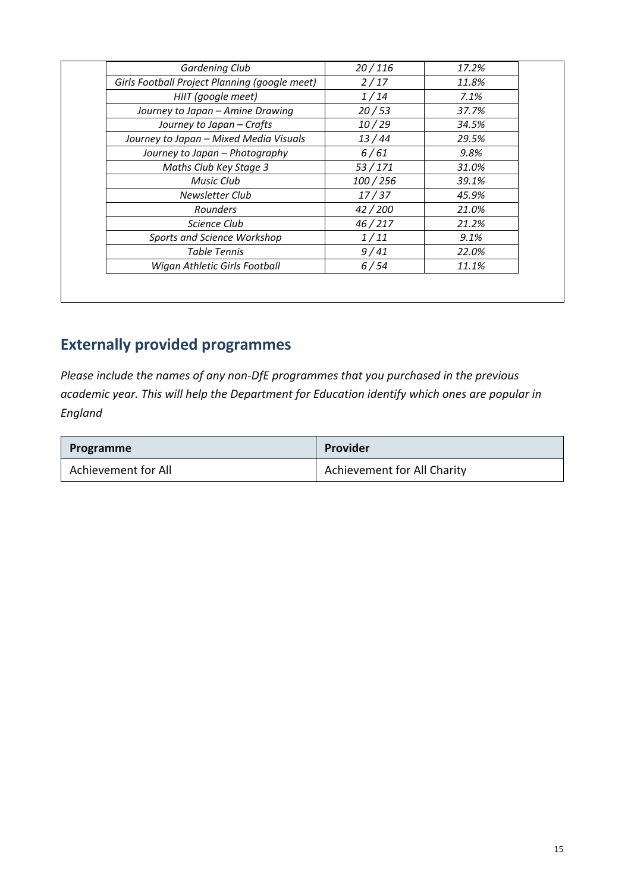| | | |
|---|---|---|
| *Gardening Club* | *20 / 116* | *17.2%* |
| *Girls Football Project Planning (google meet)* | *2 / 17* | *11.8%* |
| *HIIT (google meet)* | *1 / 14* | *7.1%* |
| *Journey to Japan – Amine Drawing* | *20 / 53* | *37.7%* |
| *Journey to Japan – Crafts* | *10 / 29* | *34.5%* |
| *Journey to Japan – Mixed Media Visuals* | *13 / 44* | *29.5%* |
| *Journey to Japan – Photography* | *6 / 61* | *9.8%* |
| *Maths Club Key Stage 3* | *53 / 171* | *31.0%* |
| *Music Club* | *100 / 256* | *39.1%* |
| *Newsletter Club* | *17 / 37* | *45.9%* |
| *Rounders* | *42 / 200* | *21.0%* |
| *Science Club* | *46 / 217* | *21.2%* |
| *Sports and Science Workshop* | *1 / 11* | *9.1%* |
| *Table Tennis* | *9 / 41* | *22.0%* |
| *Wigan Athletic Girls Football* | *6 / 54* | *11.1%* |

## Externally provided programmes

*Please include the names of any non-DfE programmes that you purchased in the previous academic year. This will help the Department for Education identify which ones are popular in England*

| Programme | Provider |
|---|---|
| Achievement for All | Achievement for All Charity |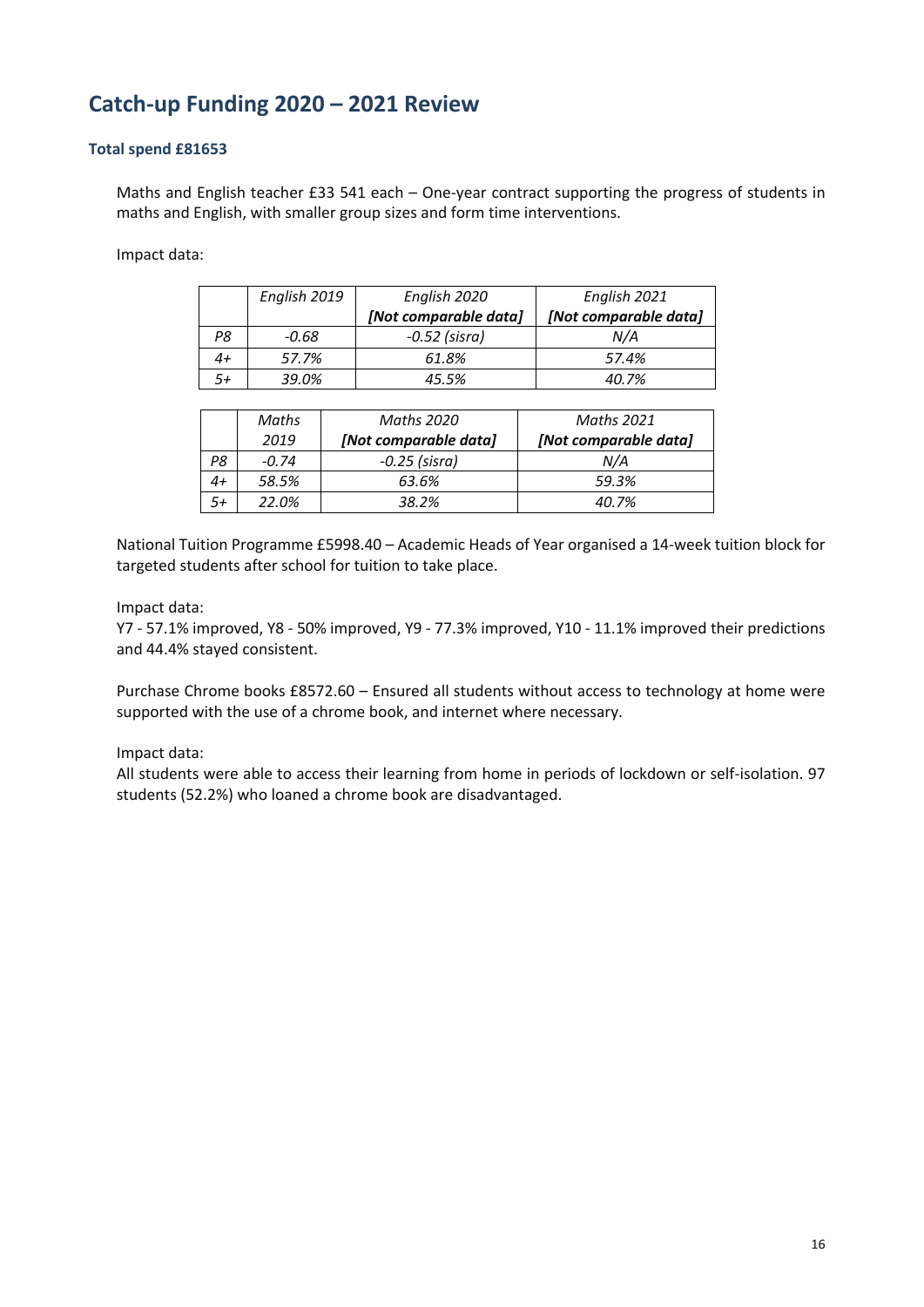## Catch-up Funding 2020 – 2021 Review

### Total spend £81653

Maths and English teacher £33 541 each – One-year contract supporting the progress of students in maths and English, with smaller group sizes and form time interventions.

Impact data:

| | *English 2019* | *English 2020* *[Not comparable data]* | *English 2021* *[Not comparable data]* |
|---|---|---|---|
| *P8* | *-0.68* | *-0.52 (sisra)* | *N/A* |
| *4+* | *57.7%* | *61.8%* | *57.4%* |
| *5+* | *39.0%* | *45.5%* | *40.7%* |

| | *Maths 2019* | *Maths 2020* *[Not comparable data]* | *Maths 2021* *[Not comparable data]* |
|---|---|---|---|
| *P8* | *-0.74* | *-0.25 (sisra)* | *N/A* |
| *4+* | *58.5%* | *63.6%* | *59.3%* |
| *5+* | *22.0%* | *38.2%* | *40.7%* |

National Tuition Programme £5998.40 – Academic Heads of Year organised a 14-week tuition block for targeted students after school for tuition to take place.

Impact data:
Y7 - 57.1% improved, Y8 - 50% improved, Y9 - 77.3% improved, Y10 - 11.1% improved their predictions and 44.4% stayed consistent.

Purchase Chrome books £8572.60 – Ensured all students without access to technology at home were supported with the use of a chrome book, and internet where necessary.

Impact data:
All students were able to access their learning from home in periods of lockdown or self-isolation. 97 students (52.2%) who loaned a chrome book are disadvantaged.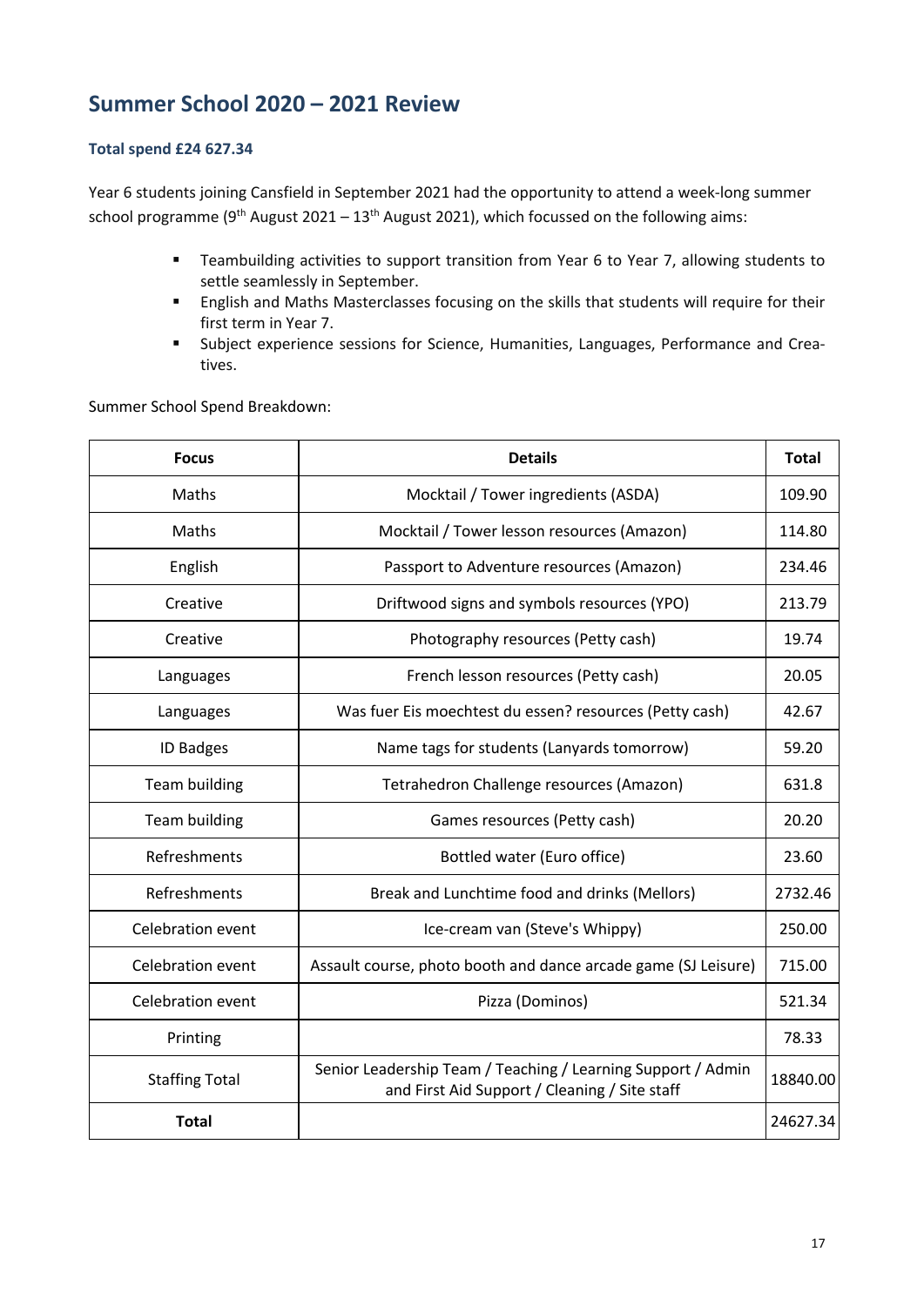## Summer School 2020 – 2021 Review

### Total spend £24 627.34

Year 6 students joining Cansfield in September 2021 had the opportunity to attend a week-long summer school programme (9th August 2021 – 13th August 2021), which focussed on the following aims:

- Teambuilding activities to support transition from Year 6 to Year 7, allowing students to settle seamlessly in September.
- English and Maths Masterclasses focusing on the skills that students will require for their first term in Year 7.
- Subject experience sessions for Science, Humanities, Languages, Performance and Creatives.

Summer School Spend Breakdown:

| Focus | Details | Total |
|---|---|---|
| Maths | Mocktail / Tower ingredients (ASDA) | 109.90 |
| Maths | Mocktail / Tower lesson resources (Amazon) | 114.80 |
| English | Passport to Adventure resources (Amazon) | 234.46 |
| Creative | Driftwood signs and symbols resources (YPO) | 213.79 |
| Creative | Photography resources (Petty cash) | 19.74 |
| Languages | French lesson resources (Petty cash) | 20.05 |
| Languages | Was fuer Eis moechtest du essen? resources (Petty cash) | 42.67 |
| ID Badges | Name tags for students (Lanyards tomorrow) | 59.20 |
| Team building | Tetrahedron Challenge resources (Amazon) | 631.8 |
| Team building | Games resources (Petty cash) | 20.20 |
| Refreshments | Bottled water (Euro office) | 23.60 |
| Refreshments | Break and Lunchtime food and drinks (Mellors) | 2732.46 |
| Celebration event | Ice-cream van (Steve's Whippy) | 250.00 |
| Celebration event | Assault course, photo booth and dance arcade game (SJ Leisure) | 715.00 |
| Celebration event | Pizza (Dominos) | 521.34 |
| Printing | | 78.33 |
| Staffing Total | Senior Leadership Team / Teaching / Learning Support / Admin and First Aid Support / Cleaning / Site staff | 18840.00 |
| **Total** | | 24627.34 |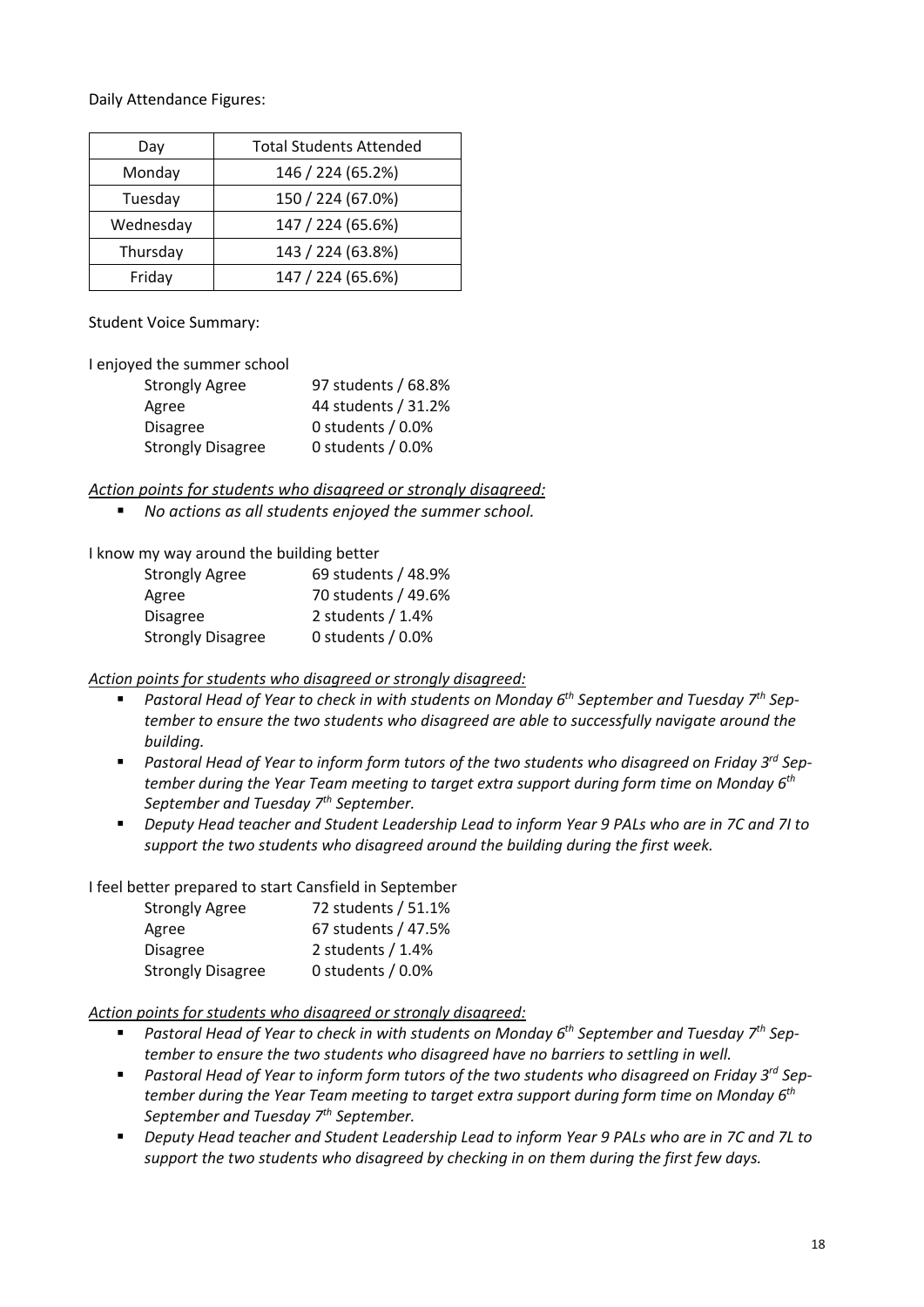Daily Attendance Figures:

| Day | Total Students Attended |
|---|---|
| Monday | 146 / 224 (65.2%) |
| Tuesday | 150 / 224 (67.0%) |
| Wednesday | 147 / 224 (65.6%) |
| Thursday | 143 / 224 (63.8%) |
| Friday | 147 / 224 (65.6%) |

Student Voice Summary:

I enjoyed the summer school

| | |
|---|---|
| Strongly Agree | 97 students / 68.8% |
| Agree | 44 students / 31.2% |
| Disagree | 0 students / 0.0% |
| Strongly Disagree | 0 students / 0.0% |

*Action points for students who disagreed or strongly disagreed:*

- *No actions as all students enjoyed the summer school.*

I know my way around the building better

| | |
|---|---|
| Strongly Agree | 69 students / 48.9% |
| Agree | 70 students / 49.6% |
| Disagree | 2 students / 1.4% |
| Strongly Disagree | 0 students / 0.0% |

*Action points for students who disagreed or strongly disagreed:*

- *Pastoral Head of Year to check in with students on Monday 6th September and Tuesday 7th September to ensure the two students who disagreed are able to successfully navigate around the building.*
- *Pastoral Head of Year to inform form tutors of the two students who disagreed on Friday 3rd September during the Year Team meeting to target extra support during form time on Monday 6th September and Tuesday 7th September.*
- *Deputy Head teacher and Student Leadership Lead to inform Year 9 PALs who are in 7C and 7I to support the two students who disagreed around the building during the first week.*

I feel better prepared to start Cansfield in September

| | |
|---|---|
| Strongly Agree | 72 students / 51.1% |
| Agree | 67 students / 47.5% |
| Disagree | 2 students / 1.4% |
| Strongly Disagree | 0 students / 0.0% |

*Action points for students who disagreed or strongly disagreed:*

- *Pastoral Head of Year to check in with students on Monday 6th September and Tuesday 7th September to ensure the two students who disagreed have no barriers to settling in well.*
- *Pastoral Head of Year to inform form tutors of the two students who disagreed on Friday 3rd September during the Year Team meeting to target extra support during form time on Monday 6th September and Tuesday 7th September.*
- *Deputy Head teacher and Student Leadership Lead to inform Year 9 PALs who are in 7C and 7L to support the two students who disagreed by checking in on them during the first few days.*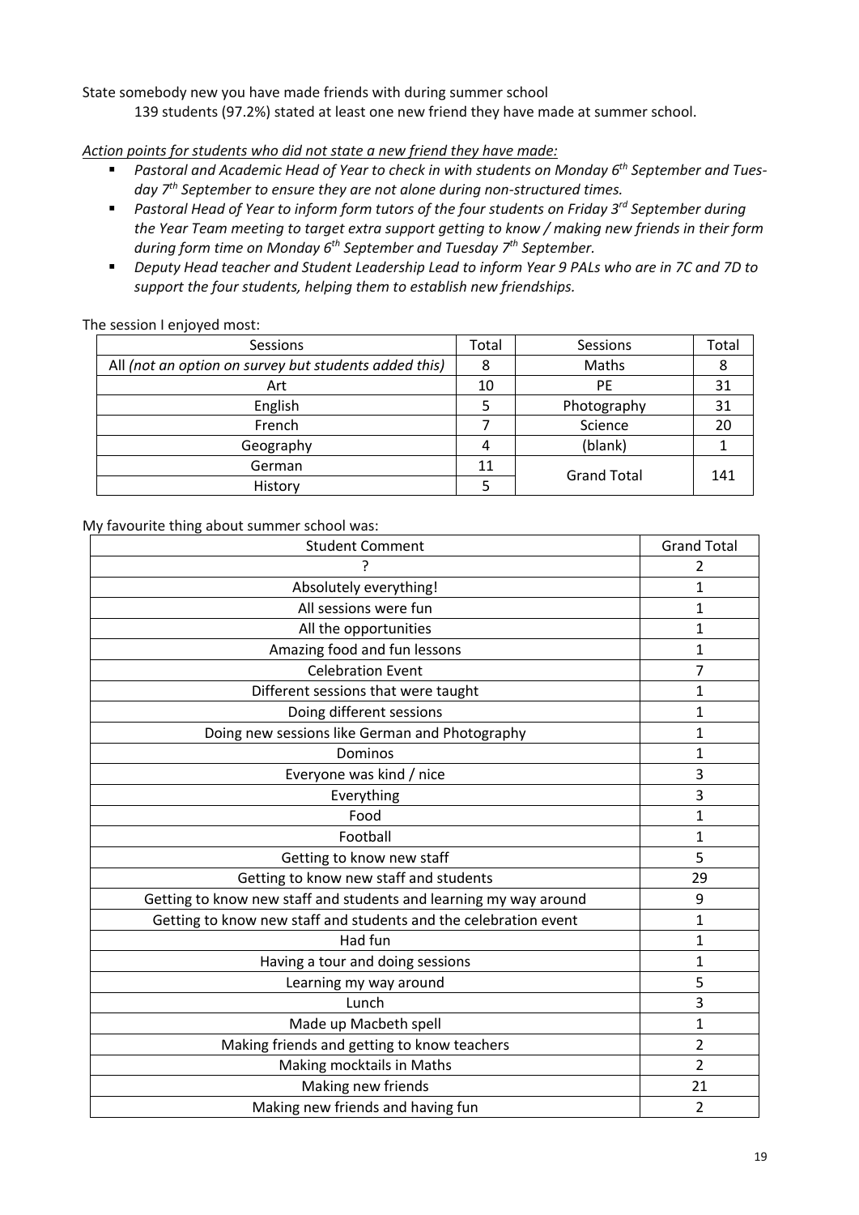State somebody new you have made friends with during summer school

139 students (97.2%) stated at least one new friend they have made at summer school.

*<u>Action points for students who did not state a new friend they have made:</u>*

- *Pastoral and Academic Head of Year to check in with students on Monday 6th September and Tuesday 7th September to ensure they are not alone during non-structured times.*
- *Pastoral Head of Year to inform form tutors of the four students on Friday 3rd September during the Year Team meeting to target extra support getting to know / making new friends in their form during form time on Monday 6th September and Tuesday 7th September.*
- *Deputy Head teacher and Student Leadership Lead to inform Year 9 PALs who are in 7C and 7D to support the four students, helping them to establish new friendships.*

The session I enjoyed most:

| Sessions | Total | Sessions | Total |
|---|---|---|---|
| All *(not an option on survey but students added this)* | 8 | Maths | 8 |
| Art | 10 | PE | 31 |
| English | 5 | Photography | 31 |
| French | 7 | Science | 20 |
| Geography | 4 | (blank) | 1 |
| German | 11 | Grand Total | 141 |
| History | 5 | | |

My favourite thing about summer school was:

| Student Comment | Grand Total |
|---|---|
| ? | 2 |
| Absolutely everything! | 1 |
| All sessions were fun | 1 |
| All the opportunities | 1 |
| Amazing food and fun lessons | 1 |
| Celebration Event | 7 |
| Different sessions that were taught | 1 |
| Doing different sessions | 1 |
| Doing new sessions like German and Photography | 1 |
| Dominos | 1 |
| Everyone was kind / nice | 3 |
| Everything | 3 |
| Food | 1 |
| Football | 1 |
| Getting to know new staff | 5 |
| Getting to know new staff and students | 29 |
| Getting to know new staff and students and learning my way around | 9 |
| Getting to know new staff and students and the celebration event | 1 |
| Had fun | 1 |
| Having a tour and doing sessions | 1 |
| Learning my way around | 5 |
| Lunch | 3 |
| Made up Macbeth spell | 1 |
| Making friends and getting to know teachers | 2 |
| Making mocktails in Maths | 2 |
| Making new friends | 21 |
| Making new friends and having fun | 2 |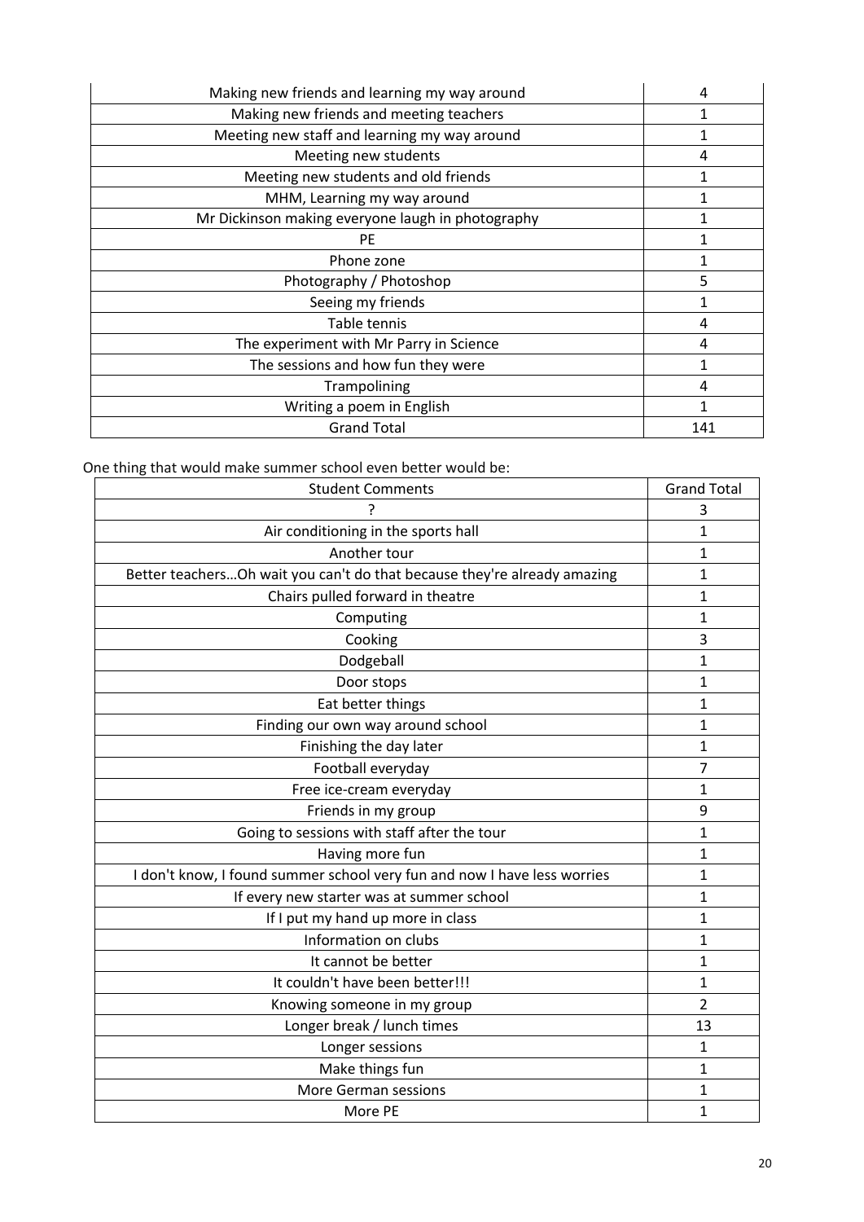| | |
|---|---|
| Making new friends and learning my way around | 4 |
| Making new friends and meeting teachers | 1 |
| Meeting new staff and learning my way around | 1 |
| Meeting new students | 4 |
| Meeting new students and old friends | 1 |
| MHM, Learning my way around | 1 |
| Mr Dickinson making everyone laugh in photography | 1 |
| PE | 1 |
| Phone zone | 1 |
| Photography / Photoshop | 5 |
| Seeing my friends | 1 |
| Table tennis | 4 |
| The experiment with Mr Parry in Science | 4 |
| The sessions and how fun they were | 1 |
| Trampolining | 4 |
| Writing a poem in English | 1 |
| Grand Total | 141 |

One thing that would make summer school even better would be:

| Student Comments | Grand Total |
|---|---|
| ? | 3 |
| Air conditioning in the sports hall | 1 |
| Another tour | 1 |
| Better teachers…Oh wait you can't do that because they're already amazing | 1 |
| Chairs pulled forward in theatre | 1 |
| Computing | 1 |
| Cooking | 3 |
| Dodgeball | 1 |
| Door stops | 1 |
| Eat better things | 1 |
| Finding our own way around school | 1 |
| Finishing the day later | 1 |
| Football everyday | 7 |
| Free ice-cream everyday | 1 |
| Friends in my group | 9 |
| Going to sessions with staff after the tour | 1 |
| Having more fun | 1 |
| I don't know, I found summer school very fun and now I have less worries | 1 |
| If every new starter was at summer school | 1 |
| If I put my hand up more in class | 1 |
| Information on clubs | 1 |
| It cannot be better | 1 |
| It couldn't have been better!!! | 1 |
| Knowing someone in my group | 2 |
| Longer break / lunch times | 13 |
| Longer sessions | 1 |
| Make things fun | 1 |
| More German sessions | 1 |
| More PE | 1 |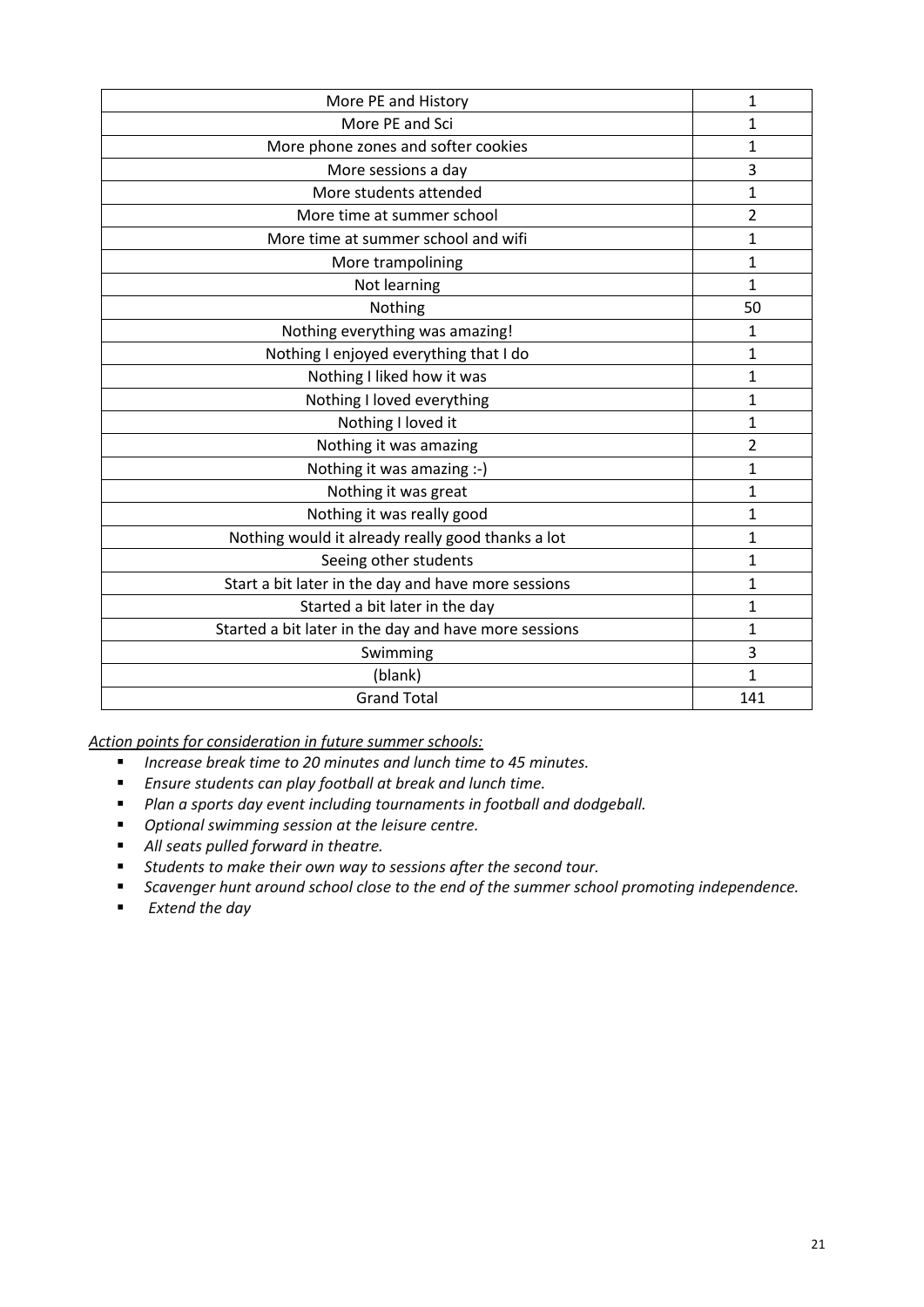| | |
|---|---|
| More PE and History | 1 |
| More PE and Sci | 1 |
| More phone zones and softer cookies | 1 |
| More sessions a day | 3 |
| More students attended | 1 |
| More time at summer school | 2 |
| More time at summer school and wifi | 1 |
| More trampolining | 1 |
| Not learning | 1 |
| Nothing | 50 |
| Nothing everything was amazing! | 1 |
| Nothing I enjoyed everything that I do | 1 |
| Nothing I liked how it was | 1 |
| Nothing I loved everything | 1 |
| Nothing I loved it | 1 |
| Nothing it was amazing | 2 |
| Nothing it was amazing :-) | 1 |
| Nothing it was great | 1 |
| Nothing it was really good | 1 |
| Nothing would it already really good thanks a lot | 1 |
| Seeing other students | 1 |
| Start a bit later in the day and have more sessions | 1 |
| Started a bit later in the day | 1 |
| Started a bit later in the day and have more sessions | 1 |
| Swimming | 3 |
| (blank) | 1 |
| Grand Total | 141 |

*Action points for consideration in future summer schools:*

- *Increase break time to 20 minutes and lunch time to 45 minutes.*
- *Ensure students can play football at break and lunch time.*
- *Plan a sports day event including tournaments in football and dodgeball.*
- *Optional swimming session at the leisure centre.*
- *All seats pulled forward in theatre.*
- *Students to make their own way to sessions after the second tour.*
- *Scavenger hunt around school close to the end of the summer school promoting independence.*
- *Extend the day*